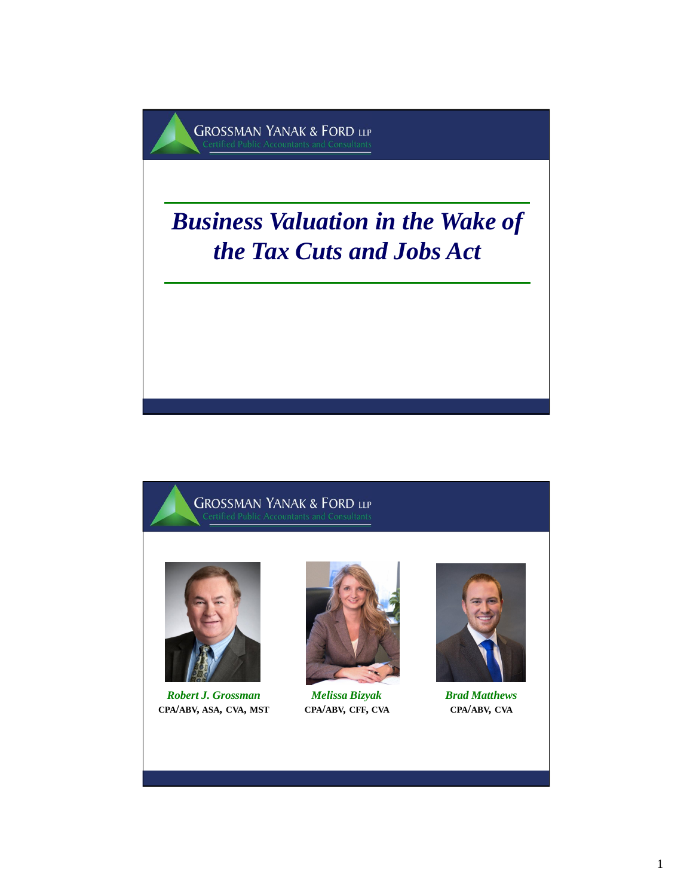GROSSMAN YANAK & FORD LLP
Certified Public Accountants and Consultants

# *Business Valuation in the Wake of the Tax Cuts and Jobs Act*

GROSSMAN YANAK & FORD LLP
Certified Public Accountants and Consultants

***Robert J. Grossman***
**CPA/ABV, ASA, CVA, MST**

***Melissa Bizyak***
**CPA/ABV, CFF, CVA**

***Brad Matthews***
**CPA/ABV, CVA**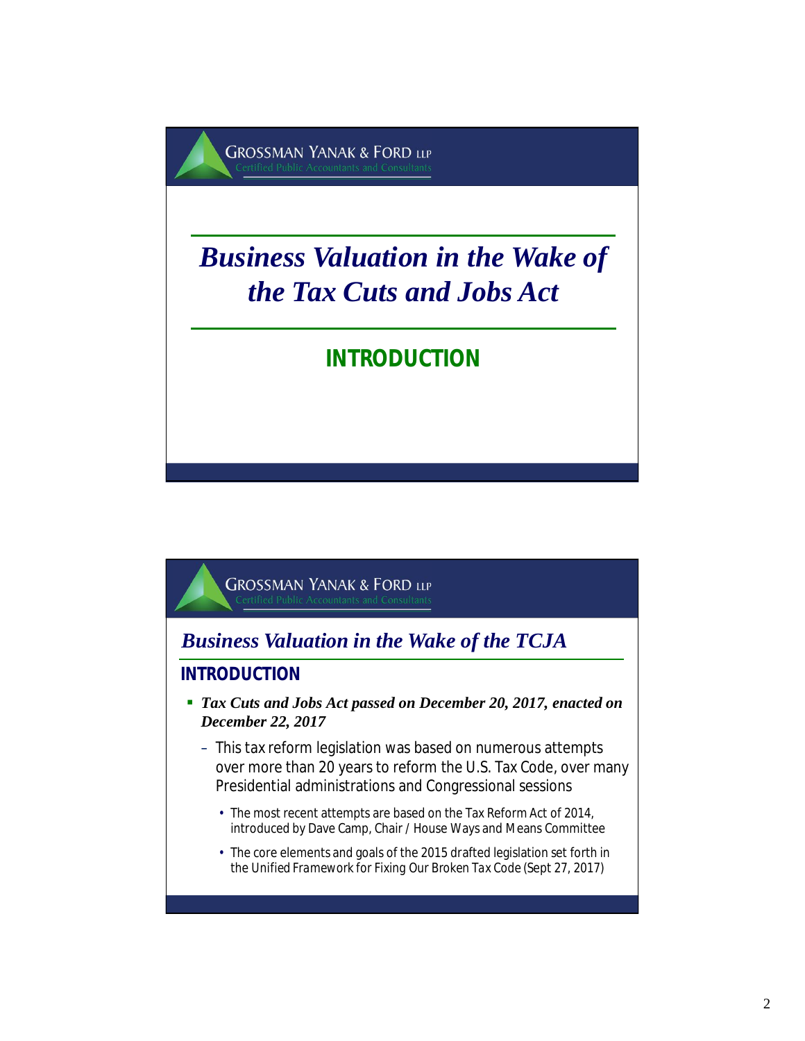# Business Valuation in the Wake of the Tax Cuts and Jobs Act

## INTRODUCTION

---

## Business Valuation in the Wake of the TCJA

### INTRODUCTION

- ***Tax Cuts and Jobs Act passed on December 20, 2017, enacted on December 22, 2017***
  - This tax reform legislation was based on numerous attempts over more than 20 years to reform the U.S. Tax Code, over many Presidential administrations and Congressional sessions
    - The most recent attempts are based on the Tax Reform Act of 2014, introduced by Dave Camp, Chair / House Ways and Means Committee
    - The core elements and goals of the 2015 drafted legislation set forth in the Unified Framework for Fixing Our Broken Tax Code (Sept 27, 2017)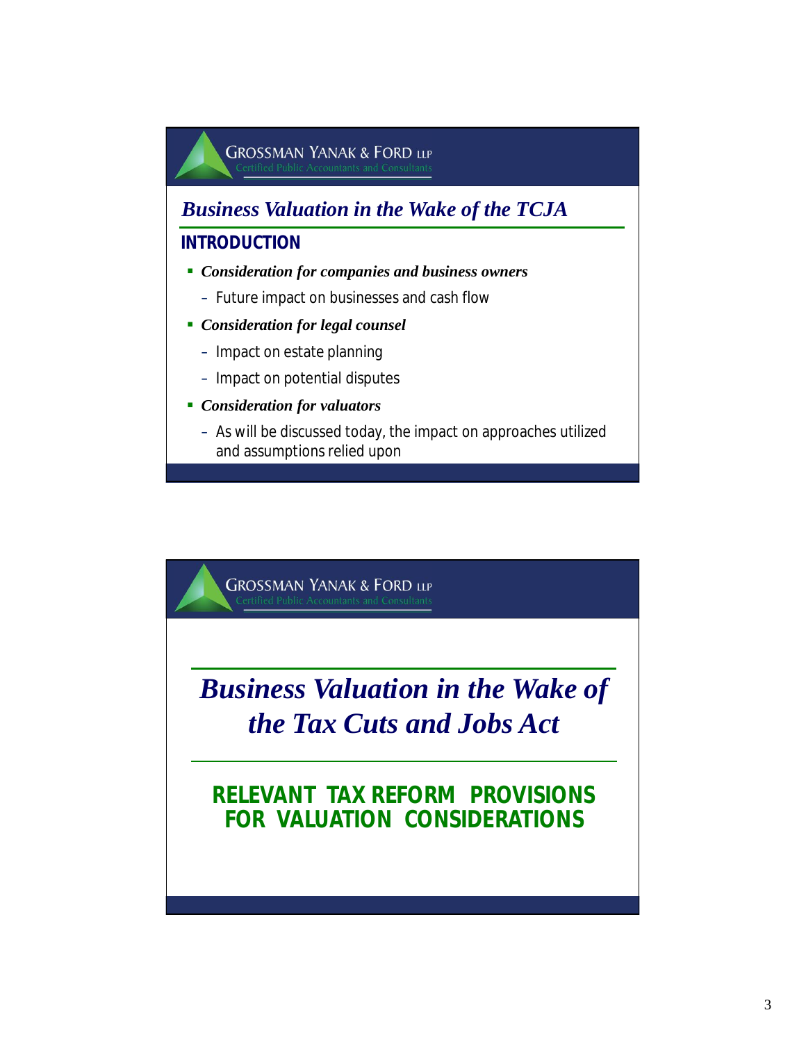## *Business Valuation in the Wake of the TCJA*

### INTRODUCTION

- ***Consideration for companies and business owners***
  - Future impact on businesses and cash flow
- ***Consideration for legal counsel***
  - Impact on estate planning
  - Impact on potential disputes
- ***Consideration for valuators***
  - As will be discussed today, the impact on approaches utilized and assumptions relied upon

---

## *Business Valuation in the Wake of the Tax Cuts and Jobs Act*

### RELEVANT TAX REFORM PROVISIONS FOR VALUATION CONSIDERATIONS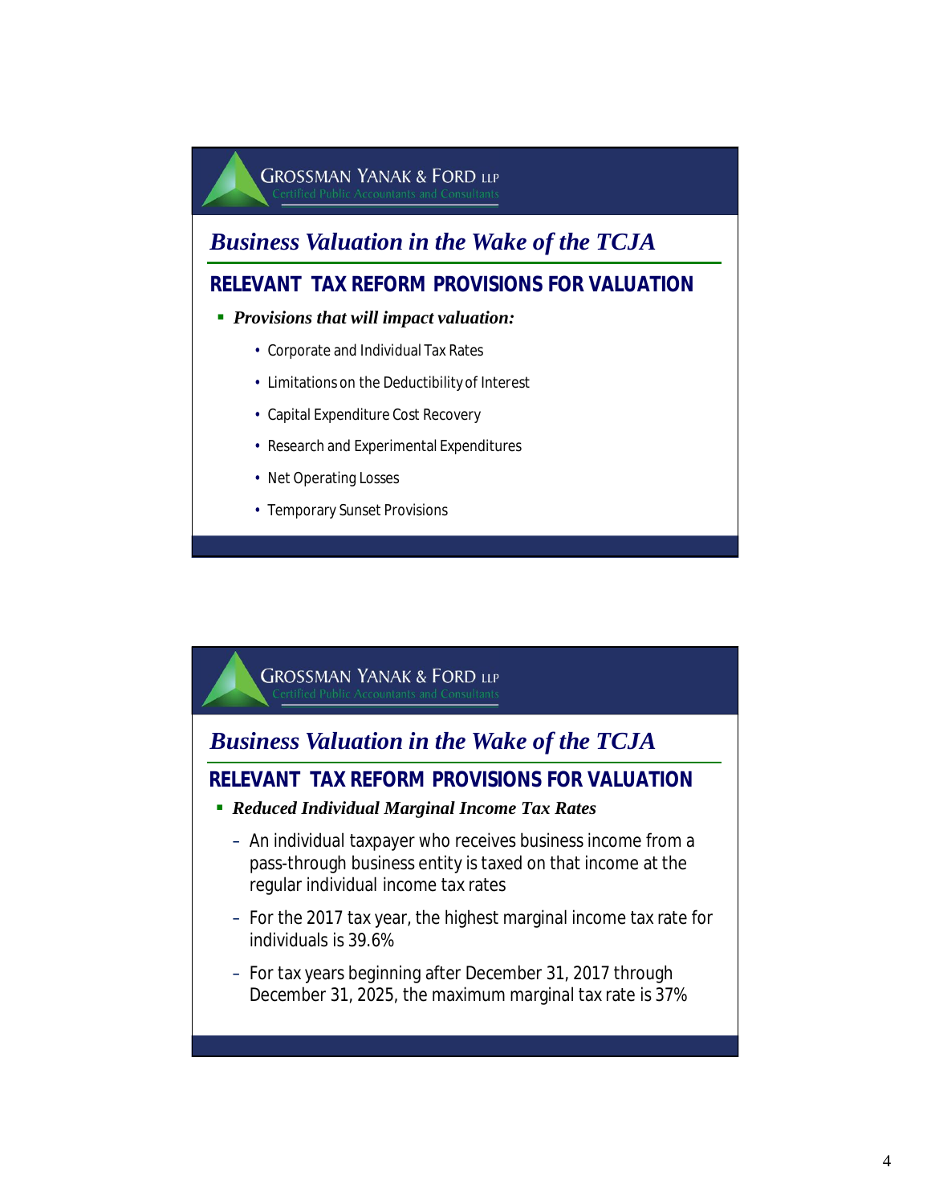GROSSMAN YANAK & FORD LLP
Certified Public Accountants and Consultants

## *Business Valuation in the Wake of the TCJA*

### RELEVANT TAX REFORM PROVISIONS FOR VALUATION

- ***Provisions that will impact valuation:***
  - Corporate and Individual Tax Rates
  - Limitations on the Deductibility of Interest
  - Capital Expenditure Cost Recovery
  - Research and Experimental Expenditures
  - Net Operating Losses
  - Temporary Sunset Provisions

GROSSMAN YANAK & FORD LLP
Certified Public Accountants and Consultants

## *Business Valuation in the Wake of the TCJA*

### RELEVANT TAX REFORM PROVISIONS FOR VALUATION

- ***Reduced Individual Marginal Income Tax Rates***
  - An individual taxpayer who receives business income from a pass-through business entity is taxed on that income at the regular individual income tax rates
  - For the 2017 tax year, the highest marginal income tax rate for individuals is 39.6%
  - For tax years beginning after December 31, 2017 through December 31, 2025, the maximum marginal tax rate is 37%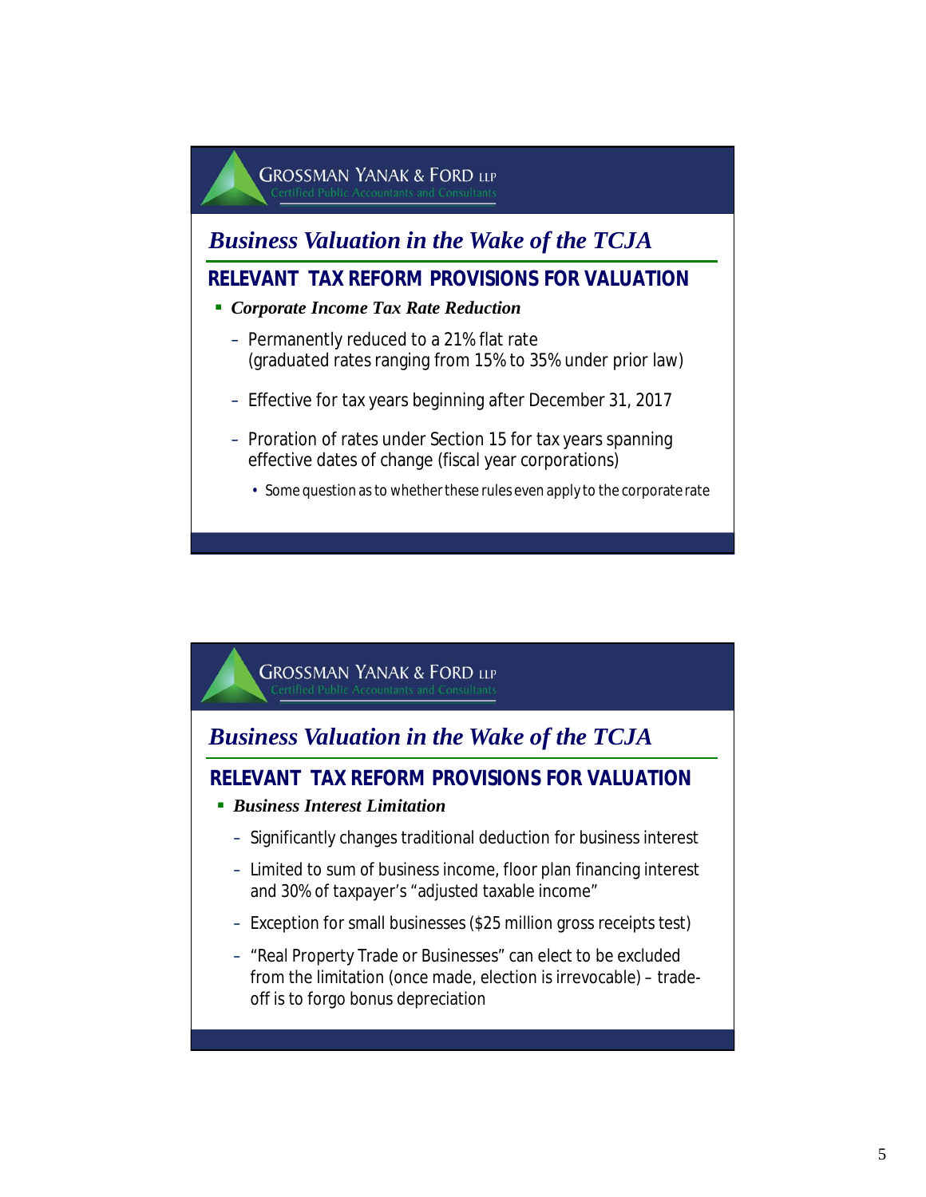GROSSMAN YANAK & FORD LLP
Certified Public Accountants and Consultants

## *Business Valuation in the Wake of the TCJA*

### RELEVANT TAX REFORM PROVISIONS FOR VALUATION

- ***Corporate Income Tax Rate Reduction***
  - Permanently reduced to a 21% flat rate (graduated rates ranging from 15% to 35% under prior law)
  - Effective for tax years beginning after December 31, 2017
  - Proration of rates under Section 15 for tax years spanning effective dates of change (fiscal year corporations)
    - Some question as to whether these rules even apply to the corporate rate

GROSSMAN YANAK & FORD LLP
Certified Public Accountants and Consultants

## *Business Valuation in the Wake of the TCJA*

### RELEVANT TAX REFORM PROVISIONS FOR VALUATION

- ***Business Interest Limitation***
  - Significantly changes traditional deduction for business interest
  - Limited to sum of business income, floor plan financing interest and 30% of taxpayer's "adjusted taxable income"
  - Exception for small businesses ($25 million gross receipts test)
  - "Real Property Trade or Businesses" can elect to be excluded from the limitation (once made, election is irrevocable) – trade-off is to forgo bonus depreciation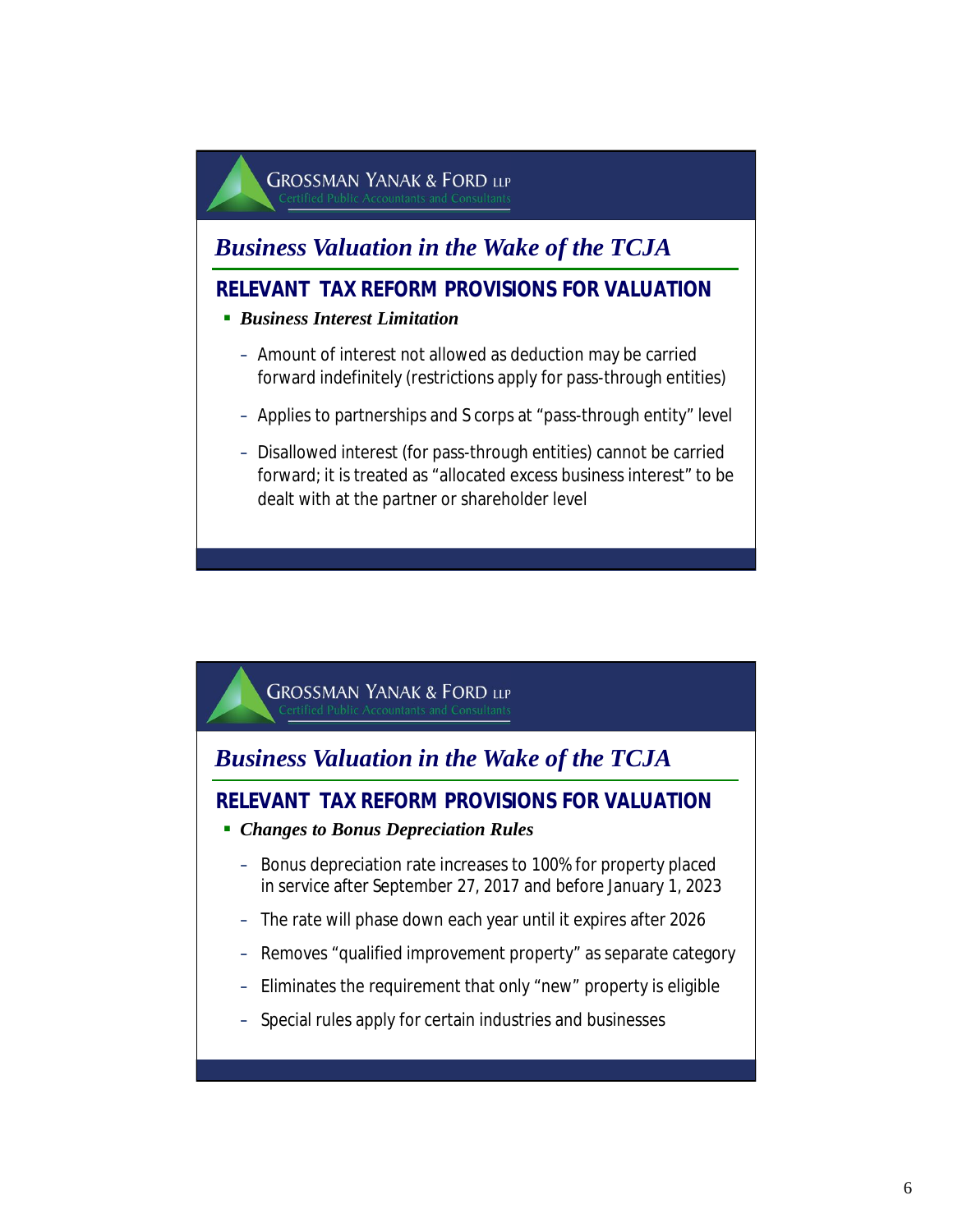## Business Valuation in the Wake of the TCJA

### RELEVANT TAX REFORM PROVISIONS FOR VALUATION

- ***Business Interest Limitation***
  - Amount of interest not allowed as deduction may be carried forward indefinitely (restrictions apply for pass-through entities)
  - Applies to partnerships and S corps at "pass-through entity" level
  - Disallowed interest (for pass-through entities) cannot be carried forward; it is treated as "allocated excess business interest" to be dealt with at the partner or shareholder level

## Business Valuation in the Wake of the TCJA

### RELEVANT TAX REFORM PROVISIONS FOR VALUATION

- ***Changes to Bonus Depreciation Rules***
  - Bonus depreciation rate increases to 100% for property placed in service after September 27, 2017 and before January 1, 2023
  - The rate will phase down each year until it expires after 2026
  - Removes "qualified improvement property" as separate category
  - Eliminates the requirement that only "new" property is eligible
  - Special rules apply for certain industries and businesses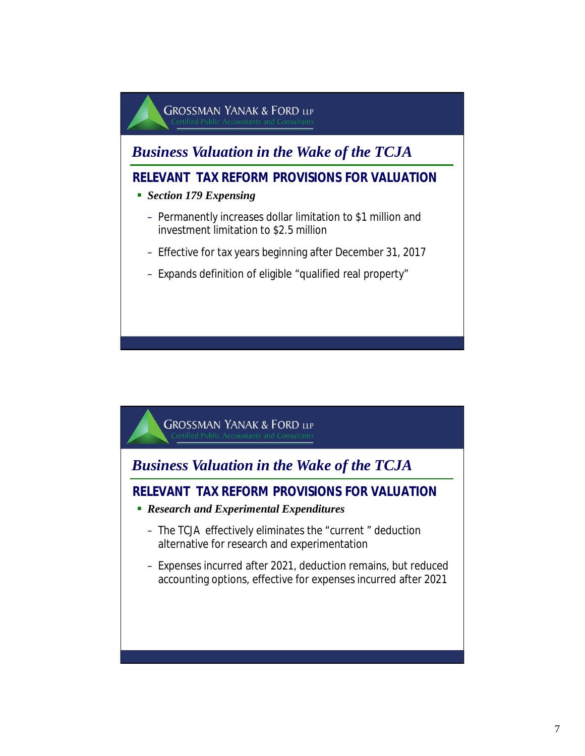GROSSMAN YANAK & FORD LLP
Certified Public Accountants and Consultants

## *Business Valuation in the Wake of the TCJA*

### RELEVANT TAX REFORM PROVISIONS FOR VALUATION

- ***Section 179 Expensing***
  - Permanently increases dollar limitation to $1 million and investment limitation to $2.5 million
  - Effective for tax years beginning after December 31, 2017
  - Expands definition of eligible "qualified real property"

GROSSMAN YANAK & FORD LLP
Certified Public Accountants and Consultants

## *Business Valuation in the Wake of the TCJA*

### RELEVANT TAX REFORM PROVISIONS FOR VALUATION

- ***Research and Experimental Expenditures***
  - The TCJA effectively eliminates the "current " deduction alternative for research and experimentation
  - Expenses incurred after 2021, deduction remains, but reduced accounting options, effective for expenses incurred after 2021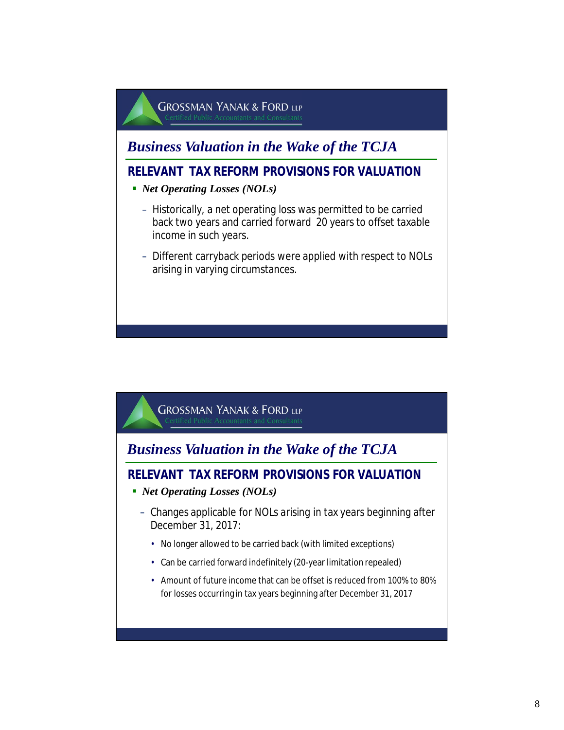GROSSMAN YANAK & FORD LLP
Certified Public Accountants and Consultants

## Business Valuation in the Wake of the TCJA

### RELEVANT TAX REFORM PROVISIONS FOR VALUATION

- ***Net Operating Losses (NOLs)***
  - Historically, a net operating loss was permitted to be carried back two years and carried forward 20 years to offset taxable income in such years.
  - Different carryback periods were applied with respect to NOLs arising in varying circumstances.

GROSSMAN YANAK & FORD LLP
Certified Public Accountants and Consultants

## Business Valuation in the Wake of the TCJA

### RELEVANT TAX REFORM PROVISIONS FOR VALUATION

- ***Net Operating Losses (NOLs)***
  - Changes applicable for NOLs arising in tax years beginning after December 31, 2017:
    - No longer allowed to be carried back (with limited exceptions)
    - Can be carried forward indefinitely (20-year limitation repealed)
    - Amount of future income that can be offset is reduced from 100% to 80% for losses occurring in tax years beginning after December 31, 2017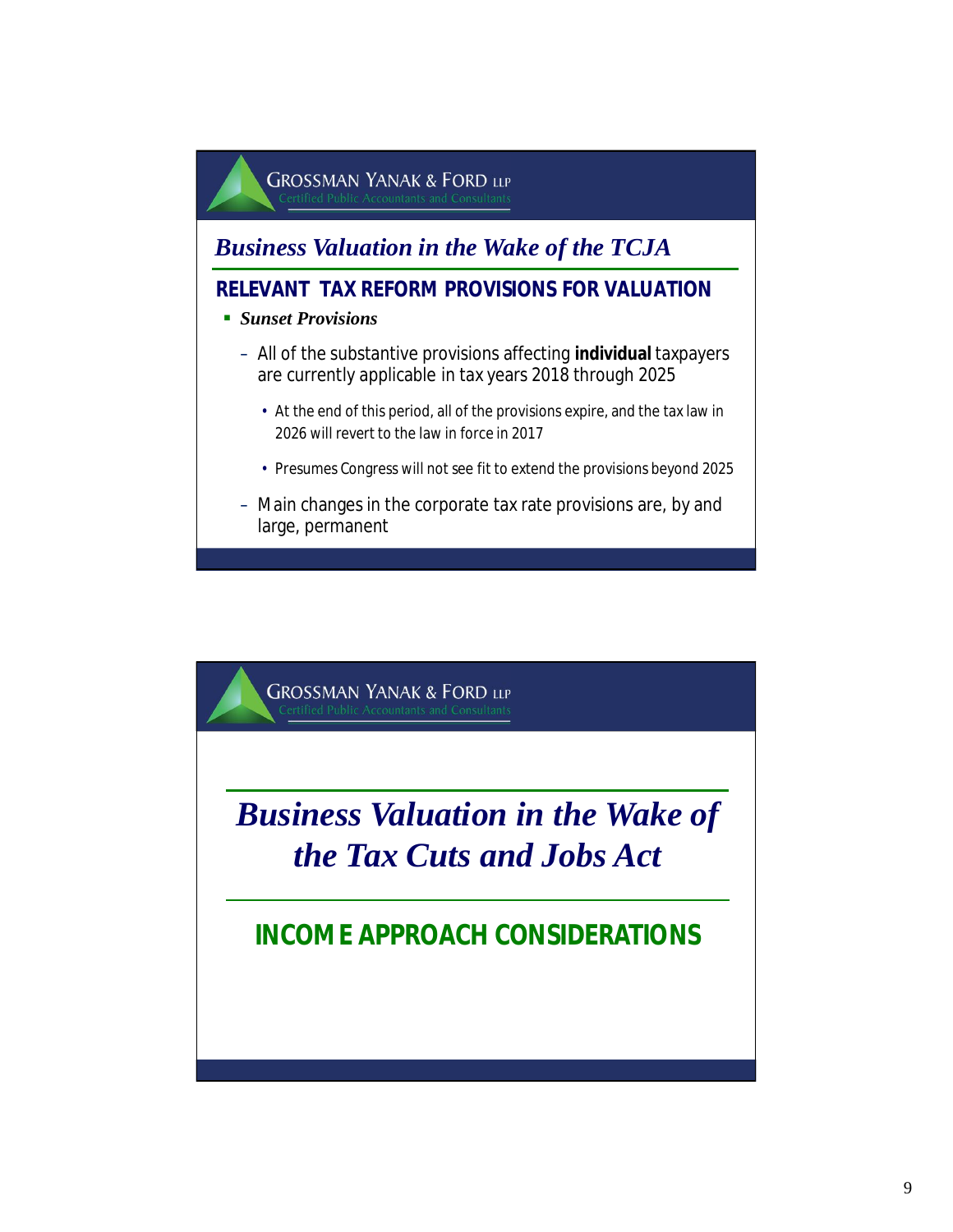## Business Valuation in the Wake of the TCJA

### RELEVANT TAX REFORM PROVISIONS FOR VALUATION

- ***Sunset Provisions***
  - All of the substantive provisions affecting **individual** taxpayers are currently applicable in tax years 2018 through 2025
    - At the end of this period, all of the provisions expire, and the tax law in 2026 will revert to the law in force in 2017
    - Presumes Congress will not see fit to extend the provisions beyond 2025
  - Main changes in the corporate tax rate provisions are, by and large, permanent

---

## Business Valuation in the Wake of the Tax Cuts and Jobs Act

### INCOME APPROACH CONSIDERATIONS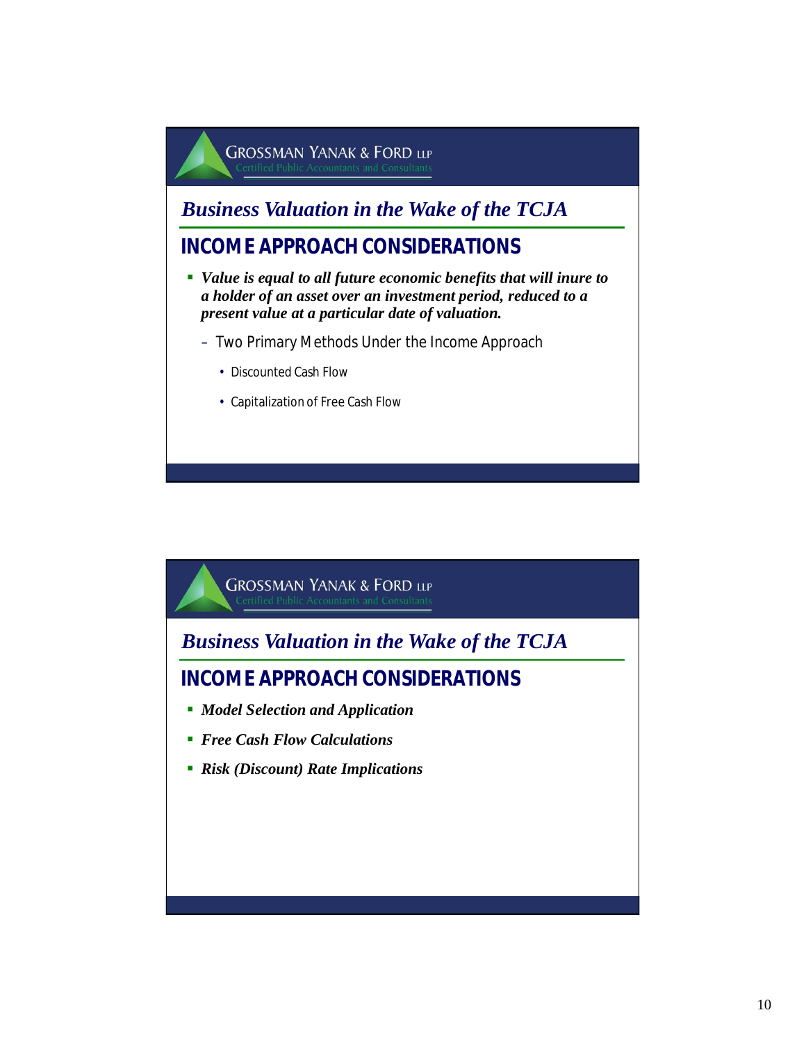GROSSMAN YANAK & FORD LLP
Certified Public Accountants and Consultants

## *Business Valuation in the Wake of the TCJA*

### INCOME APPROACH CONSIDERATIONS

- ***Value is equal to all future economic benefits that will inure to a holder of an asset over an investment period, reduced to a present value at a particular date of valuation.***
  - Two Primary Methods Under the Income Approach
    - Discounted Cash Flow
    - Capitalization of Free Cash Flow

GROSSMAN YANAK & FORD LLP
Certified Public Accountants and Consultants

## *Business Valuation in the Wake of the TCJA*

### INCOME APPROACH CONSIDERATIONS

- ***Model Selection and Application***
- ***Free Cash Flow Calculations***
- ***Risk (Discount) Rate Implications***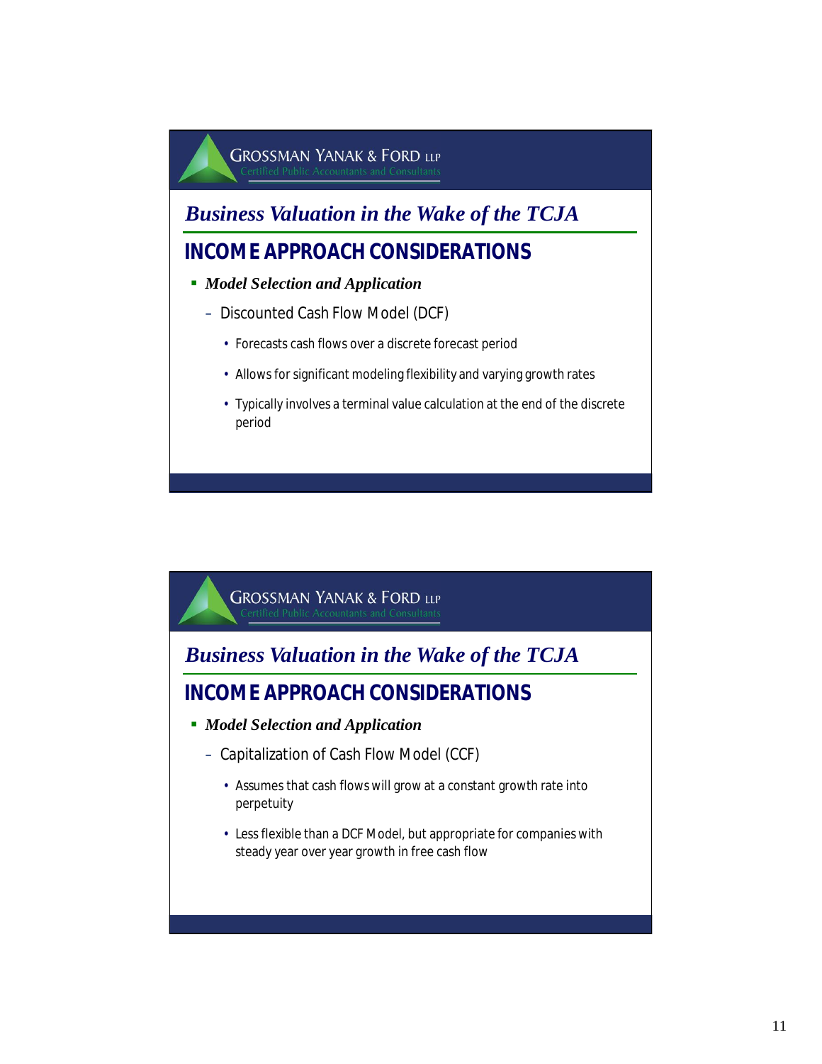GROSSMAN YANAK & FORD LLP
Certified Public Accountants and Consultants

## *Business Valuation in the Wake of the TCJA*

### INCOME APPROACH CONSIDERATIONS

- ***Model Selection and Application***
  - Discounted Cash Flow Model (DCF)
    - Forecasts cash flows over a discrete forecast period
    - Allows for significant modeling flexibility and varying growth rates
    - Typically involves a terminal value calculation at the end of the discrete period

GROSSMAN YANAK & FORD LLP
Certified Public Accountants and Consultants

## *Business Valuation in the Wake of the TCJA*

### INCOME APPROACH CONSIDERATIONS

- ***Model Selection and Application***
  - Capitalization of Cash Flow Model (CCF)
    - Assumes that cash flows will grow at a constant growth rate into perpetuity
    - Less flexible than a DCF Model, but appropriate for companies with steady year over year growth in free cash flow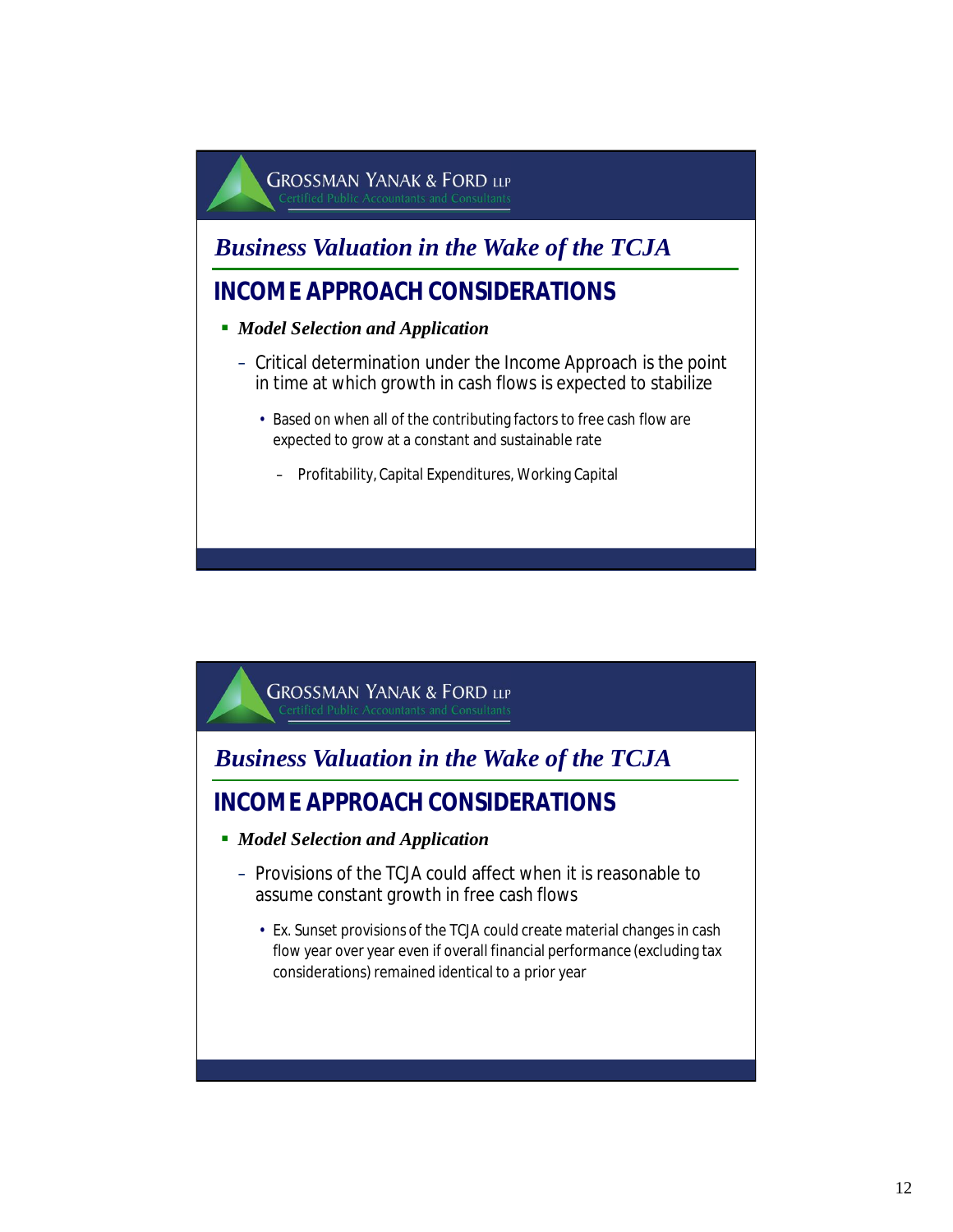GROSSMAN YANAK & FORD LLP
Certified Public Accountants and Consultants

## *Business Valuation in the Wake of the TCJA*

### INCOME APPROACH CONSIDERATIONS

- ***Model Selection and Application***
  - Critical determination under the Income Approach is the point in time at which growth in cash flows is expected to stabilize
    - Based on when all of the contributing factors to free cash flow are expected to grow at a constant and sustainable rate
      - Profitability, Capital Expenditures, Working Capital

GROSSMAN YANAK & FORD LLP
Certified Public Accountants and Consultants

## *Business Valuation in the Wake of the TCJA*

### INCOME APPROACH CONSIDERATIONS

- ***Model Selection and Application***
  - Provisions of the TCJA could affect when it is reasonable to assume constant growth in free cash flows
    - Ex. Sunset provisions of the TCJA could create material changes in cash flow year over year even if overall financial performance (excluding tax considerations) remained identical to a prior year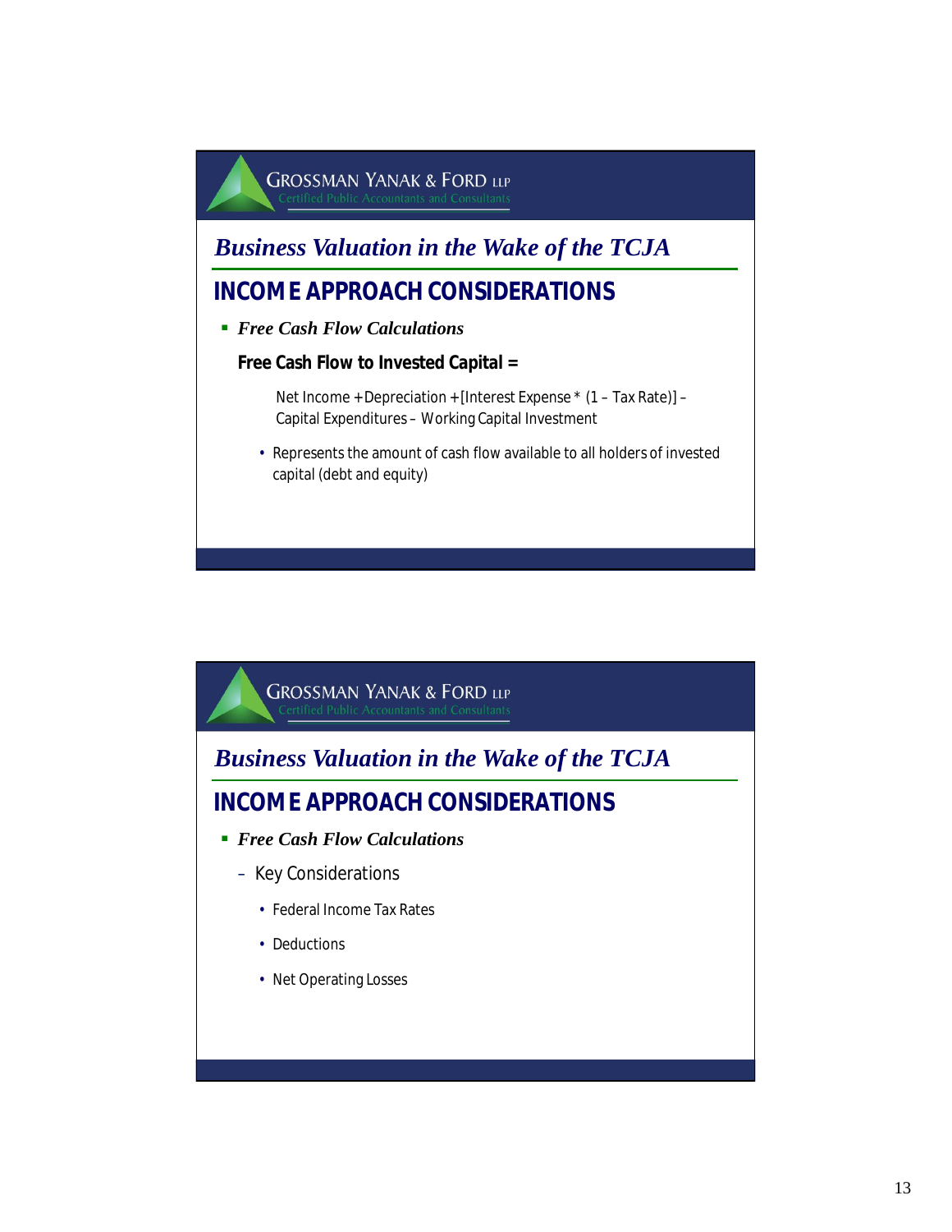GROSSMAN YANAK & FORD LLP
Certified Public Accountants and Consultants

## *Business Valuation in the Wake of the TCJA*

## INCOME APPROACH CONSIDERATIONS

- ***Free Cash Flow Calculations***

  **Free Cash Flow to Invested Capital =**

  Net Income + Depreciation + [Interest Expense * (1 – Tax Rate)] – Capital Expenditures – Working Capital Investment

  - Represents the amount of cash flow available to all holders of invested capital (debt and equity)

---

GROSSMAN YANAK & FORD LLP
Certified Public Accountants and Consultants

## *Business Valuation in the Wake of the TCJA*

## INCOME APPROACH CONSIDERATIONS

- ***Free Cash Flow Calculations***
  - Key Considerations
    - Federal Income Tax Rates
    - Deductions
    - Net Operating Losses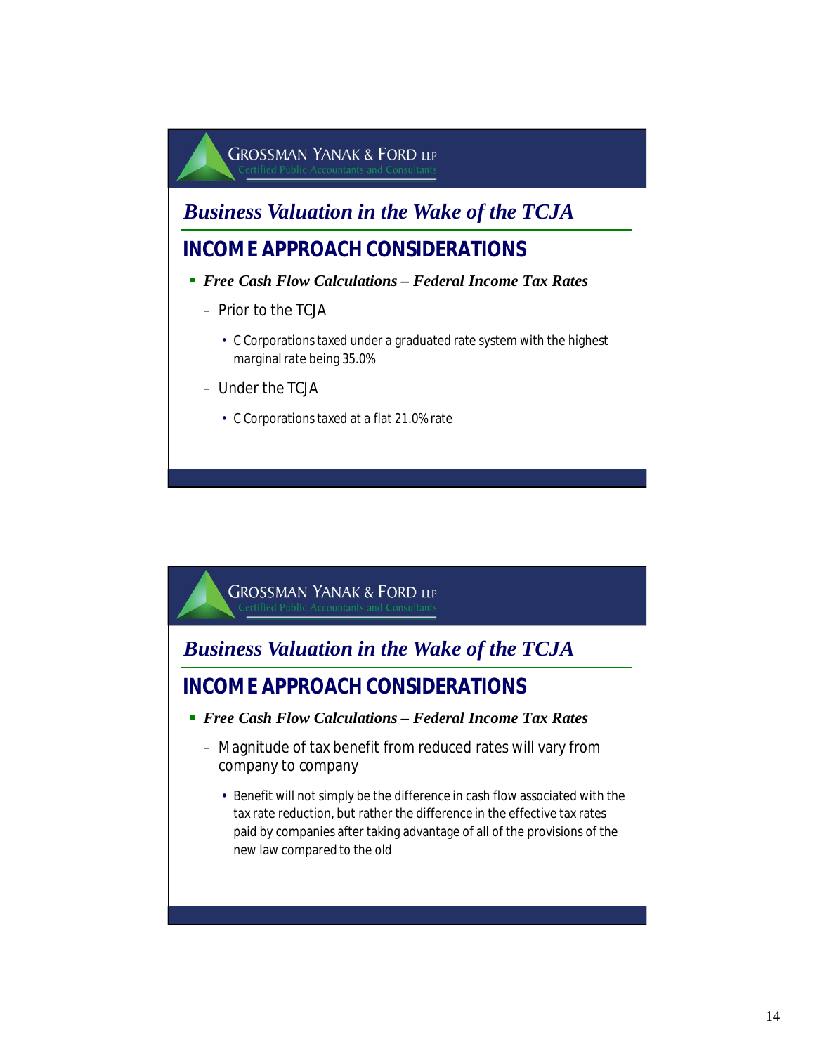GROSSMAN YANAK & FORD LLP
Certified Public Accountants and Consultants

## *Business Valuation in the Wake of the TCJA*

### INCOME APPROACH CONSIDERATIONS

- ***Free Cash Flow Calculations – Federal Income Tax Rates***
  - Prior to the TCJA
    - C Corporations taxed under a graduated rate system with the highest marginal rate being 35.0%
  - Under the TCJA
    - C Corporations taxed at a flat 21.0% rate

GROSSMAN YANAK & FORD LLP
Certified Public Accountants and Consultants

## *Business Valuation in the Wake of the TCJA*

### INCOME APPROACH CONSIDERATIONS

- ***Free Cash Flow Calculations – Federal Income Tax Rates***
  - Magnitude of tax benefit from reduced rates will vary from company to company
    - Benefit will not simply be the difference in cash flow associated with the tax rate reduction, but rather the difference in the effective tax rates paid by companies after taking advantage of all of the provisions of the new law compared to the old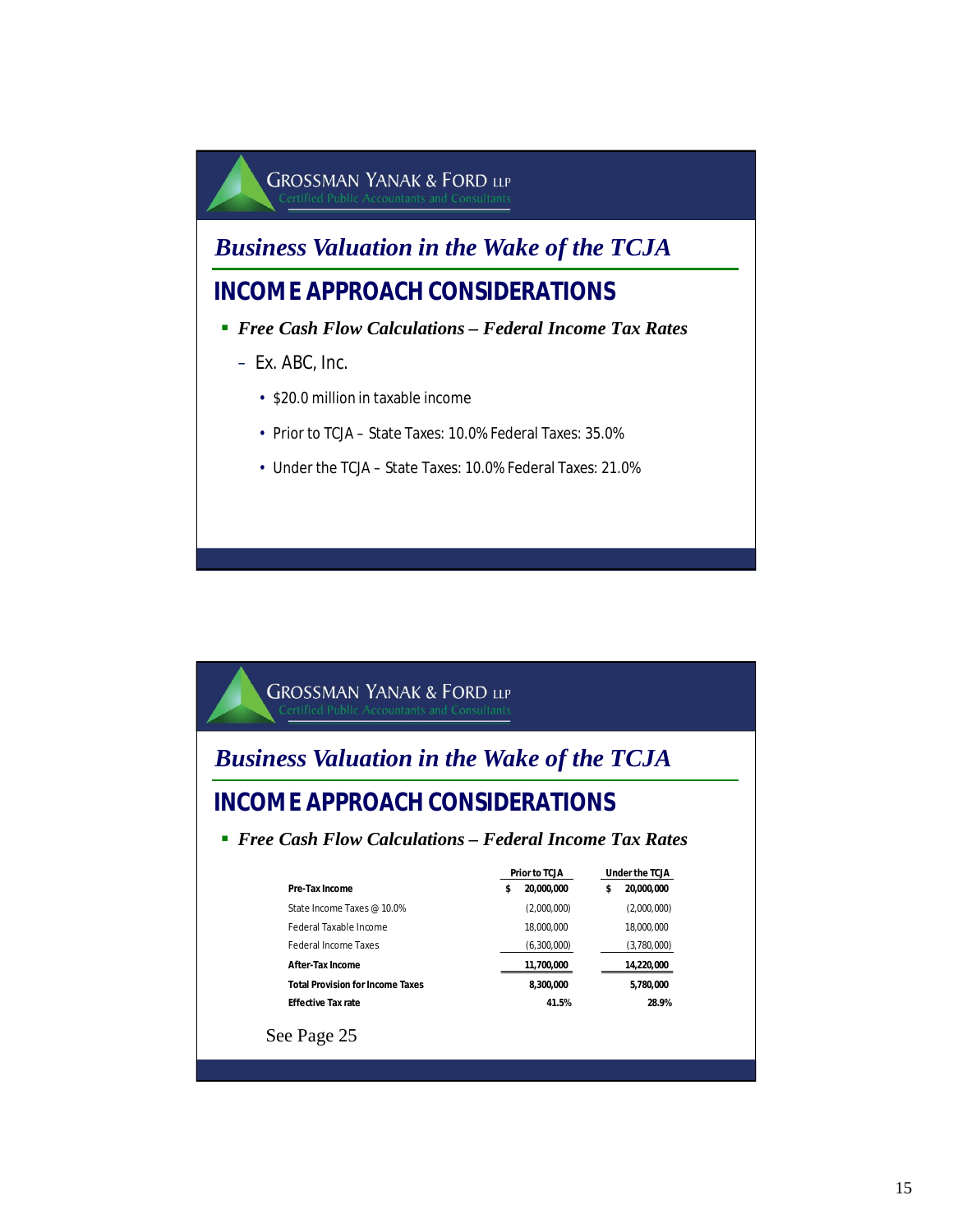GROSSMAN YANAK & FORD LLP
Certified Public Accountants and Consultants

## *Business Valuation in the Wake of the TCJA*

## INCOME APPROACH CONSIDERATIONS

- ***Free Cash Flow Calculations – Federal Income Tax Rates***
  - Ex. ABC, Inc.
    - $20.0 million in taxable income
    - Prior to TCJA – State Taxes: 10.0% Federal Taxes: 35.0%
    - Under the TCJA – State Taxes: 10.0% Federal Taxes: 21.0%

---

GROSSMAN YANAK & FORD LLP
Certified Public Accountants and Consultants

## *Business Valuation in the Wake of the TCJA*

## INCOME APPROACH CONSIDERATIONS

- ***Free Cash Flow Calculations – Federal Income Tax Rates***

| | Prior to TCJA | Under the TCJA |
|---|---|---|
| **Pre-Tax Income** | **$ 20,000,000** | **$ 20,000,000** |
| State Income Taxes @ 10.0% | (2,000,000) | (2,000,000) |
| Federal Taxable Income | 18,000,000 | 18,000,000 |
| Federal Income Taxes | (6,300,000) | (3,780,000) |
| **After-Tax Income** | **11,700,000** | **14,220,000** |
| **Total Provision for Income Taxes** | **8,300,000** | **5,780,000** |
| **Effective Tax rate** | **41.5%** | **28.9%** |

See Page 25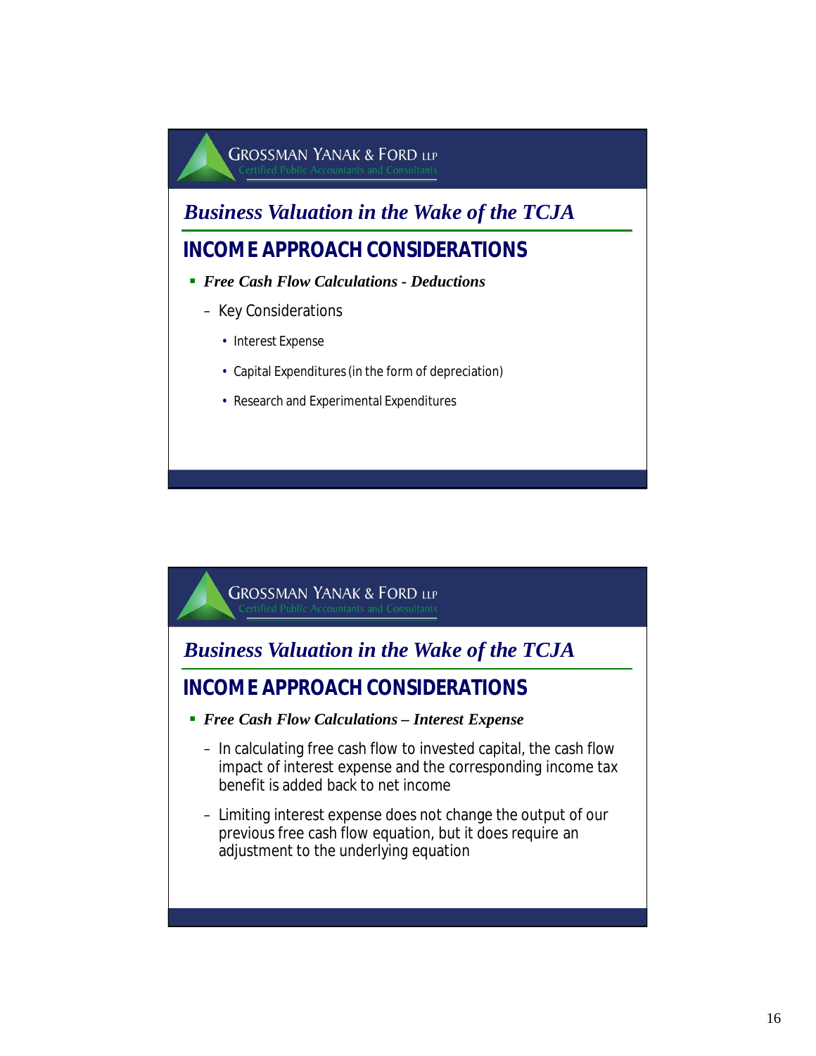## Business Valuation in the Wake of the TCJA

### INCOME APPROACH CONSIDERATIONS

- ***Free Cash Flow Calculations - Deductions***
  - Key Considerations
    - Interest Expense
    - Capital Expenditures (in the form of depreciation)
    - Research and Experimental Expenditures

## Business Valuation in the Wake of the TCJA

### INCOME APPROACH CONSIDERATIONS

- ***Free Cash Flow Calculations – Interest Expense***
  - In calculating free cash flow to invested capital, the cash flow impact of interest expense and the corresponding income tax benefit is added back to net income
  - Limiting interest expense does not change the output of our previous free cash flow equation, but it does require an adjustment to the underlying equation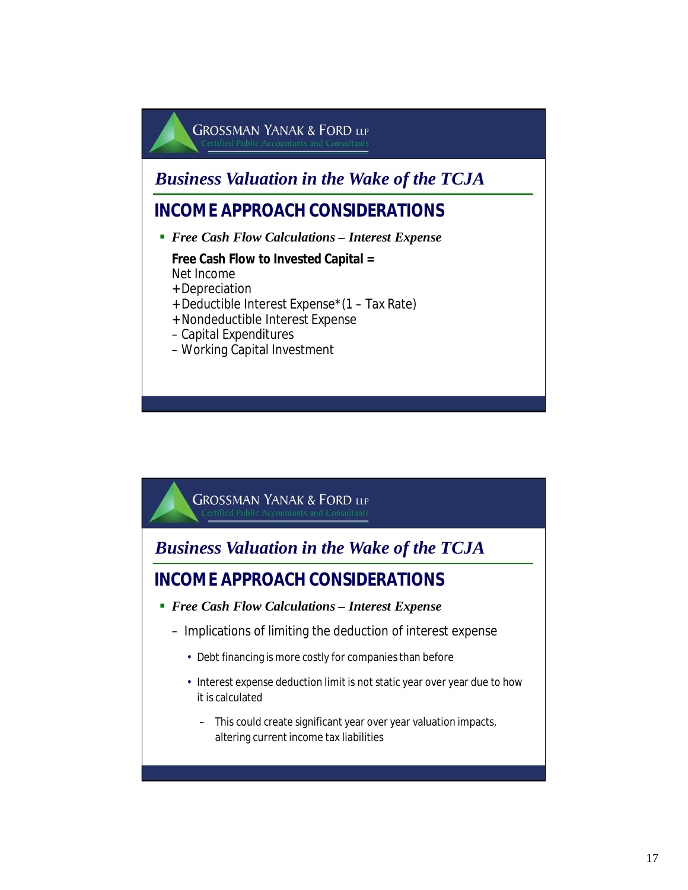GROSSMAN YANAK & FORD LLP
Certified Public Accountants and Consultants

## *Business Valuation in the Wake of the TCJA*

## INCOME APPROACH CONSIDERATIONS

- ***Free Cash Flow Calculations – Interest Expense***

  **Free Cash Flow to Invested Capital =**
  Net Income
  +Depreciation
  +Deductible Interest Expense*(1 – Tax Rate)
  +Nondeductible Interest Expense
  – Capital Expenditures
  – Working Capital Investment

GROSSMAN YANAK & FORD LLP
Certified Public Accountants and Consultants

## *Business Valuation in the Wake of the TCJA*

## INCOME APPROACH CONSIDERATIONS

- ***Free Cash Flow Calculations – Interest Expense***
  - Implications of limiting the deduction of interest expense
    - Debt financing is more costly for companies than before
    - Interest expense deduction limit is not static year over year due to how it is calculated
      - This could create significant year over year valuation impacts, altering current income tax liabilities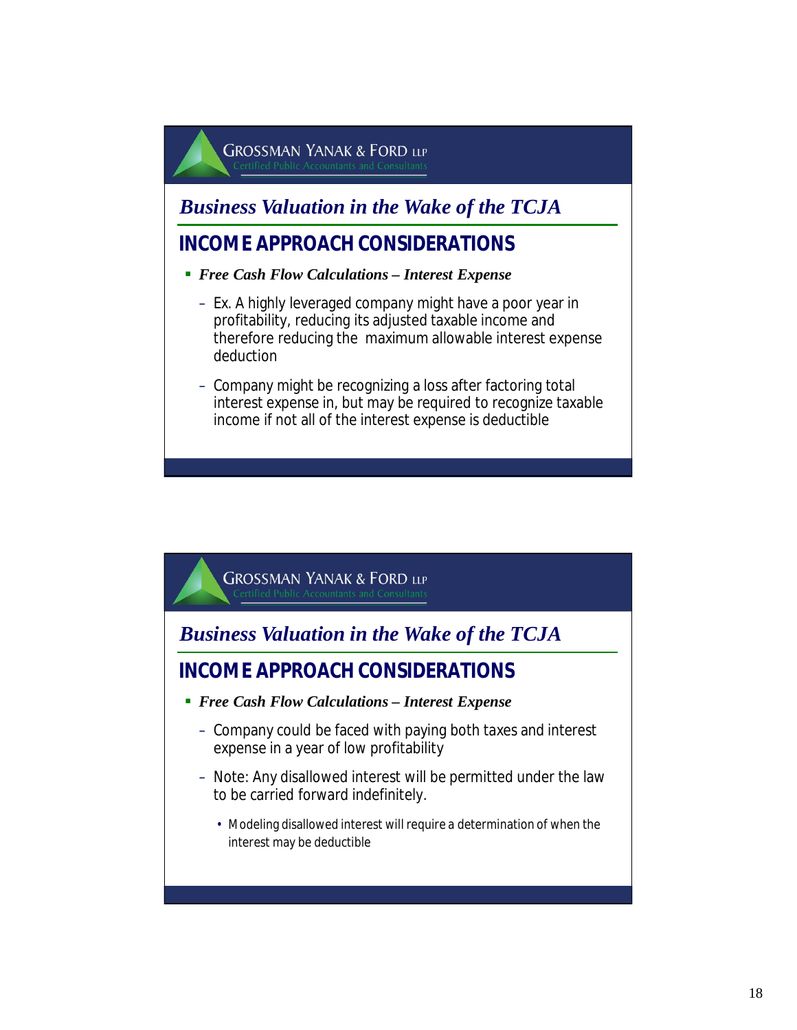GROSSMAN YANAK & FORD LLP
Certified Public Accountants and Consultants

## *Business Valuation in the Wake of the TCJA*

### INCOME APPROACH CONSIDERATIONS

- ***Free Cash Flow Calculations – Interest Expense***
  - Ex. A highly leveraged company might have a poor year in profitability, reducing its adjusted taxable income and therefore reducing the maximum allowable interest expense deduction
  - Company might be recognizing a loss after factoring total interest expense in, but may be required to recognize taxable income if not all of the interest expense is deductible

GROSSMAN YANAK & FORD LLP
Certified Public Accountants and Consultants

## *Business Valuation in the Wake of the TCJA*

### INCOME APPROACH CONSIDERATIONS

- ***Free Cash Flow Calculations – Interest Expense***
  - Company could be faced with paying both taxes and interest expense in a year of low profitability
  - Note: Any disallowed interest will be permitted under the law to be carried forward indefinitely.
    - Modeling disallowed interest will require a determination of when the interest may be deductible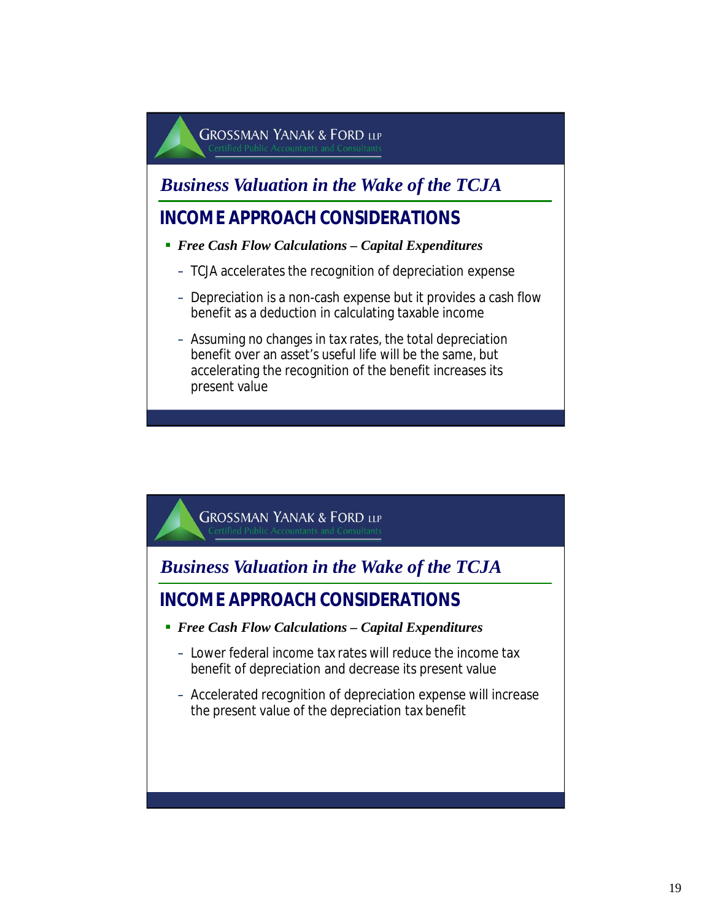GROSSMAN YANAK & FORD LLP
Certified Public Accountants and Consultants

## *Business Valuation in the Wake of the TCJA*

## INCOME APPROACH CONSIDERATIONS

- ***Free Cash Flow Calculations – Capital Expenditures***
  - TCJA accelerates the recognition of depreciation expense
  - Depreciation is a non-cash expense but it provides a cash flow benefit as a deduction in calculating taxable income
  - Assuming no changes in tax rates, the total depreciation benefit over an asset's useful life will be the same, but accelerating the recognition of the benefit increases its present value

GROSSMAN YANAK & FORD LLP
Certified Public Accountants and Consultants

## *Business Valuation in the Wake of the TCJA*

## INCOME APPROACH CONSIDERATIONS

- ***Free Cash Flow Calculations – Capital Expenditures***
  - Lower federal income tax rates will reduce the income tax benefit of depreciation and decrease its present value
  - Accelerated recognition of depreciation expense will increase the present value of the depreciation tax benefit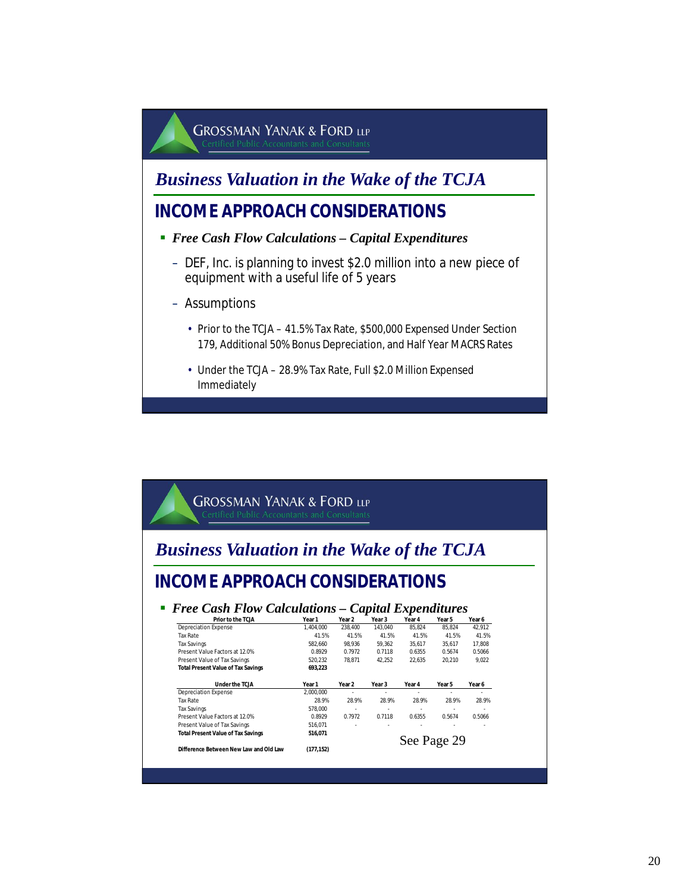GROSSMAN YANAK & FORD LLP
Certified Public Accountants and Consultants

# *Business Valuation in the Wake of the TCJA*

## INCOME APPROACH CONSIDERATIONS

- ***Free Cash Flow Calculations – Capital Expenditures***
  - DEF, Inc. is planning to invest $2.0 million into a new piece of equipment with a useful life of 5 years
  - Assumptions
    - Prior to the TCJA – 41.5% Tax Rate, $500,000 Expensed Under Section 179, Additional 50% Bonus Depreciation, and Half Year MACRS Rates
    - Under the TCJA – 28.9% Tax Rate, Full $2.0 Million Expensed Immediately

---

GROSSMAN YANAK & FORD LLP
Certified Public Accountants and Consultants

# *Business Valuation in the Wake of the TCJA*

## INCOME APPROACH CONSIDERATIONS

- ***Free Cash Flow Calculations – Capital Expenditures***

| **Prior to the TCJA** | **Year 1** | **Year 2** | **Year 3** | **Year 4** | **Year 5** | **Year 6** |
|---|---|---|---|---|---|---|
| Depreciation Expense | 1,404,000 | 238,400 | 143,040 | 85,824 | 85,824 | 42,912 |
| Tax Rate | 41.5% | 41.5% | 41.5% | 41.5% | 41.5% | 41.5% |
| Tax Savings | 582,660 | 98,936 | 59,362 | 35,617 | 35,617 | 17,808 |
| Present Value Factors at 12.0% | 0.8929 | 0.7972 | 0.7118 | 0.6355 | 0.5674 | 0.5066 |
| Present Value of Tax Savings | 520,232 | 78,871 | 42,252 | 22,635 | 20,210 | 9,022 |
| **Total Present Value of Tax Savings** | **693,223** | | | | | |

| **Under the TCJA** | **Year 1** | **Year 2** | **Year 3** | **Year 4** | **Year 5** | **Year 6** |
|---|---|---|---|---|---|---|
| Depreciation Expense | 2,000,000 | - | - | - | - | - |
| Tax Rate | 28.9% | 28.9% | 28.9% | 28.9% | 28.9% | 28.9% |
| Tax Savings | 578,000 | - | - | - | - | - |
| Present Value Factors at 12.0% | 0.8929 | 0.7972 | 0.7118 | 0.6355 | 0.5674 | 0.5066 |
| Present Value of Tax Savings | 516,071 | - | - | - | - | - |
| **Total Present Value of Tax Savings** | **516,071** | | | | | |
| | | | | | | |
| **Difference Between New Law and Old Law** | **(177,152)** | | | | | |

See Page 29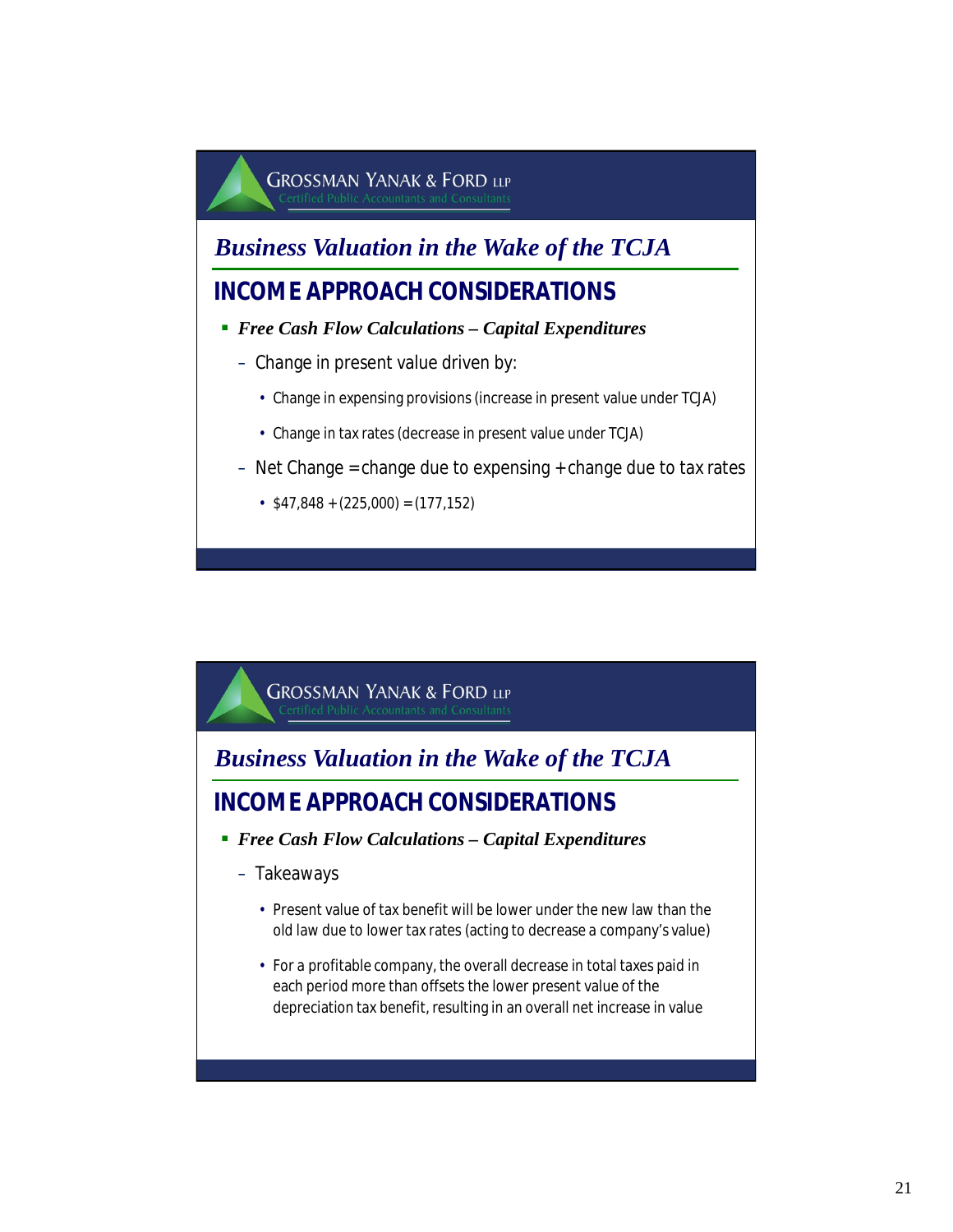## Business Valuation in the Wake of the TCJA

### INCOME APPROACH CONSIDERATIONS

- ***Free Cash Flow Calculations – Capital Expenditures***
  - Change in present value driven by:
    - Change in expensing provisions (increase in present value under TCJA)
    - Change in tax rates (decrease in present value under TCJA)
  - Net Change = change due to expensing + change due to tax rates
    - $47,848 + (225,000) = (177,152)

## Business Valuation in the Wake of the TCJA

### INCOME APPROACH CONSIDERATIONS

- ***Free Cash Flow Calculations – Capital Expenditures***
  - Takeaways
    - Present value of tax benefit will be lower under the new law than the old law due to lower tax rates (acting to decrease a company's value)
    - For a profitable company, the overall decrease in total taxes paid in each period more than offsets the lower present value of the depreciation tax benefit, resulting in an overall net increase in value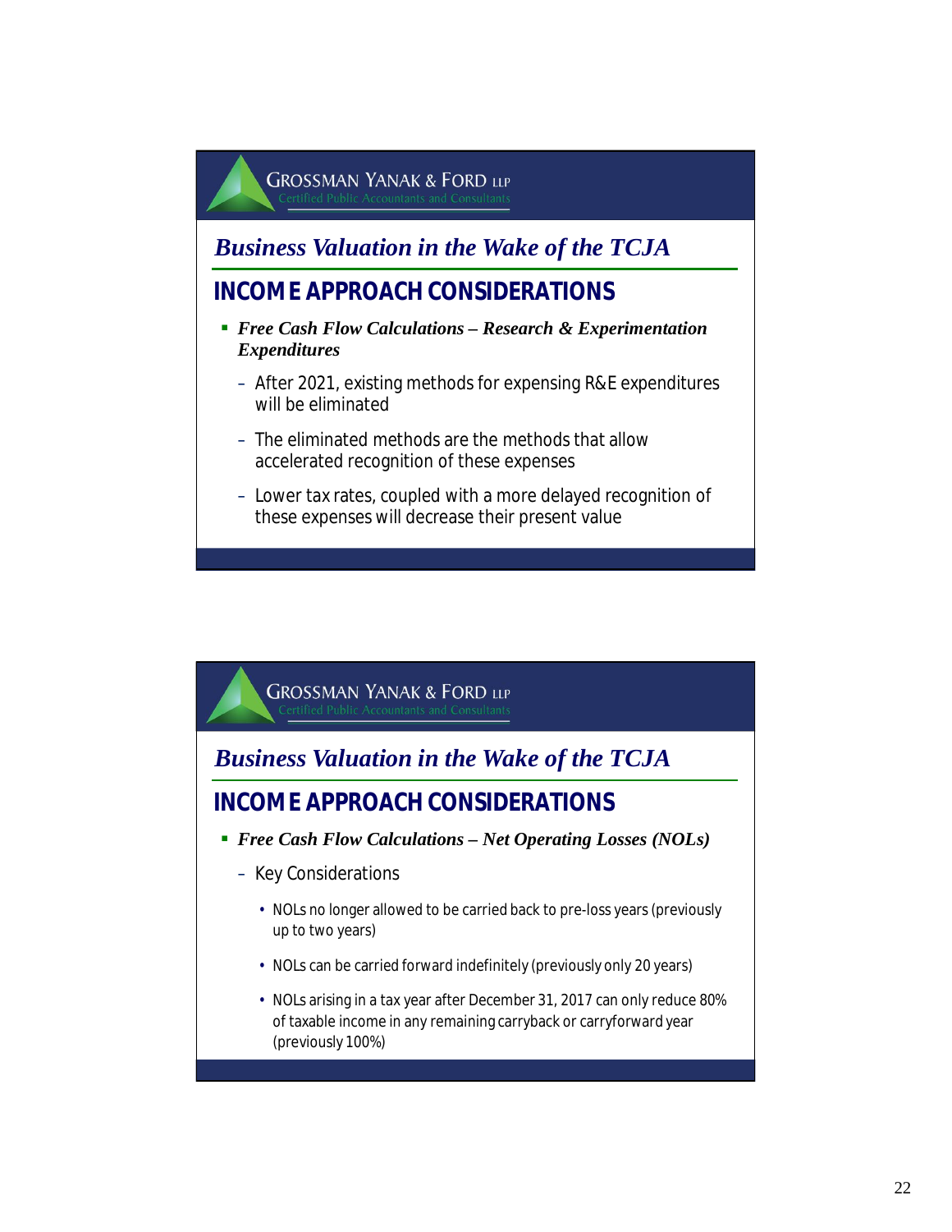GROSSMAN YANAK & FORD LLP
Certified Public Accountants and Consultants

## *Business Valuation in the Wake of the TCJA*

## INCOME APPROACH CONSIDERATIONS

- ***Free Cash Flow Calculations – Research & Experimentation Expenditures***
  - After 2021, existing methods for expensing R&E expenditures will be eliminated
  - The eliminated methods are the methods that allow accelerated recognition of these expenses
  - Lower tax rates, coupled with a more delayed recognition of these expenses will decrease their present value

GROSSMAN YANAK & FORD LLP
Certified Public Accountants and Consultants

## *Business Valuation in the Wake of the TCJA*

## INCOME APPROACH CONSIDERATIONS

- ***Free Cash Flow Calculations – Net Operating Losses (NOLs)***
  - Key Considerations
    - NOLs no longer allowed to be carried back to pre-loss years (previously up to two years)
    - NOLs can be carried forward indefinitely (previously only 20 years)
    - NOLs arising in a tax year after December 31, 2017 can only reduce 80% of taxable income in any remaining carryback or carryforward year (previously 100%)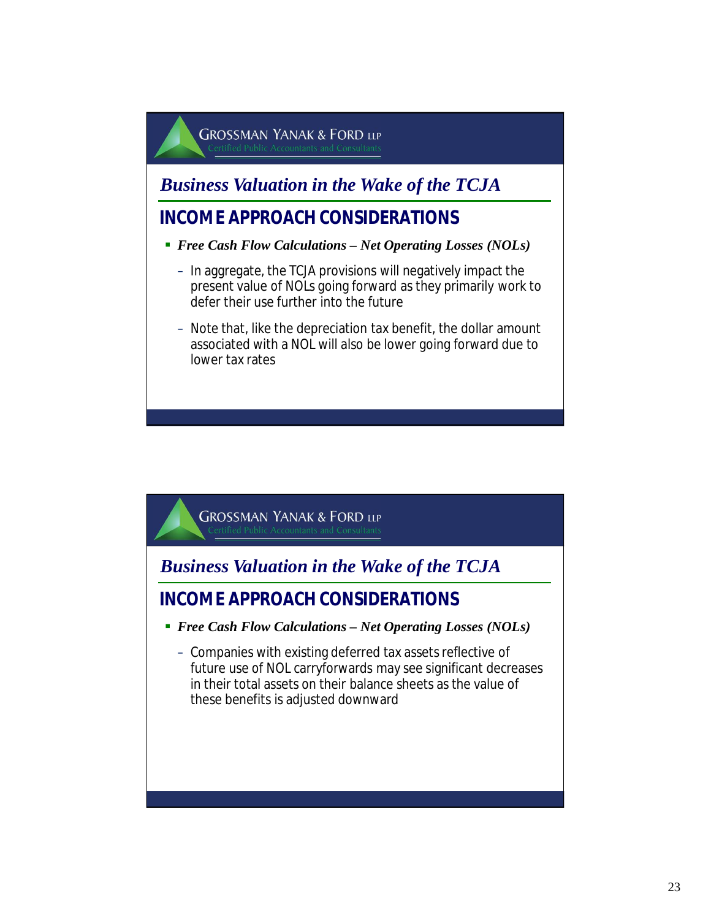## Business Valuation in the Wake of the TCJA

### INCOME APPROACH CONSIDERATIONS

- ***Free Cash Flow Calculations – Net Operating Losses (NOLs)***
  - In aggregate, the TCJA provisions will negatively impact the present value of NOLs going forward as they primarily work to defer their use further into the future
  - Note that, like the depreciation tax benefit, the dollar amount associated with a NOL will also be lower going forward due to lower tax rates

## Business Valuation in the Wake of the TCJA

### INCOME APPROACH CONSIDERATIONS

- ***Free Cash Flow Calculations – Net Operating Losses (NOLs)***
  - Companies with existing deferred tax assets reflective of future use of NOL carryforwards may see significant decreases in their total assets on their balance sheets as the value of these benefits is adjusted downward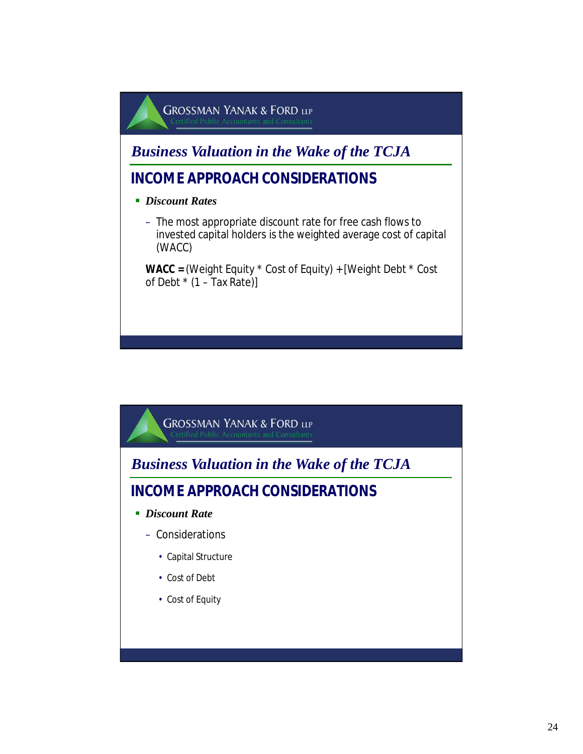GROSSMAN YANAK & FORD LLP
Certified Public Accountants and Consultants

## *Business Valuation in the Wake of the TCJA*

## INCOME APPROACH CONSIDERATIONS

- ***Discount Rates***
  - The most appropriate discount rate for free cash flows to invested capital holders is the weighted average cost of capital (WACC)

  **WACC =** (Weight Equity * Cost of Equity) + [Weight Debt * Cost of Debt * (1 – Tax Rate)]

GROSSMAN YANAK & FORD LLP
Certified Public Accountants and Consultants

## *Business Valuation in the Wake of the TCJA*

## INCOME APPROACH CONSIDERATIONS

- ***Discount Rate***
  - Considerations
    - Capital Structure
    - Cost of Debt
    - Cost of Equity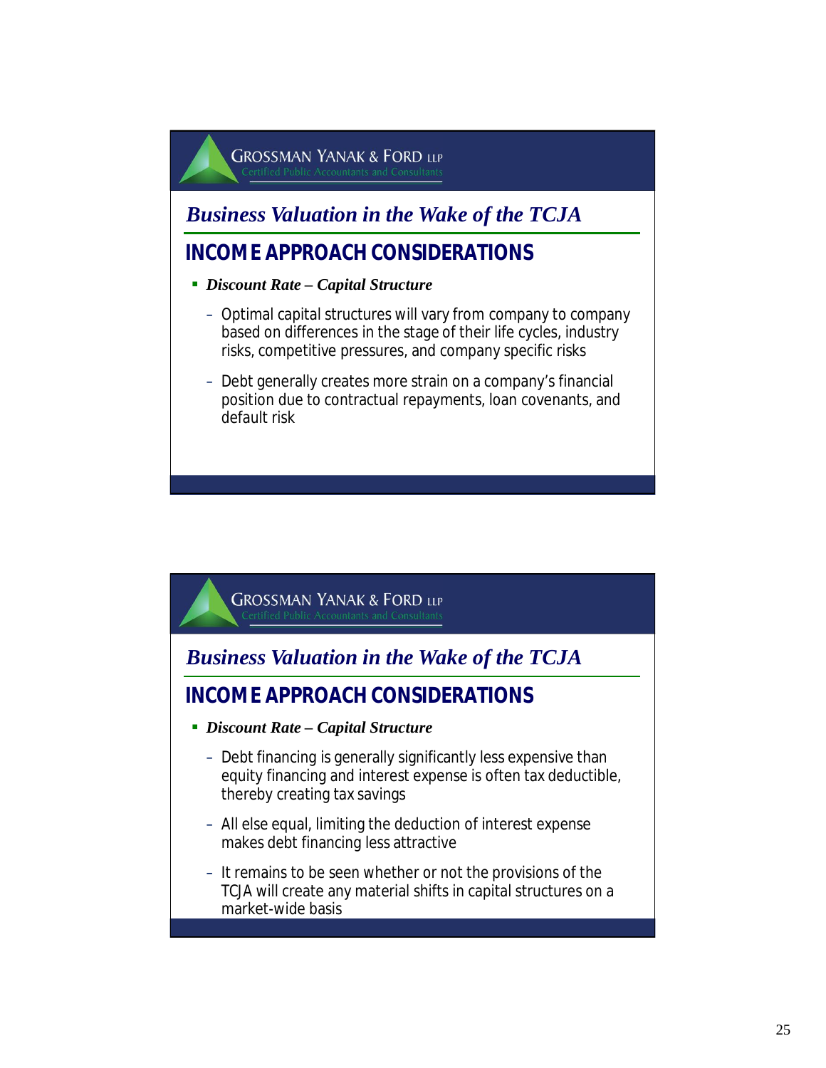GROSSMAN YANAK & FORD LLP
Certified Public Accountants and Consultants

## *Business Valuation in the Wake of the TCJA*

### INCOME APPROACH CONSIDERATIONS

- ***Discount Rate – Capital Structure***
  - Optimal capital structures will vary from company to company based on differences in the stage of their life cycles, industry risks, competitive pressures, and company specific risks
  - Debt generally creates more strain on a company's financial position due to contractual repayments, loan covenants, and default risk

GROSSMAN YANAK & FORD LLP
Certified Public Accountants and Consultants

## *Business Valuation in the Wake of the TCJA*

### INCOME APPROACH CONSIDERATIONS

- ***Discount Rate – Capital Structure***
  - Debt financing is generally significantly less expensive than equity financing and interest expense is often tax deductible, thereby creating tax savings
  - All else equal, limiting the deduction of interest expense makes debt financing less attractive
  - It remains to be seen whether or not the provisions of the TCJA will create any material shifts in capital structures on a market-wide basis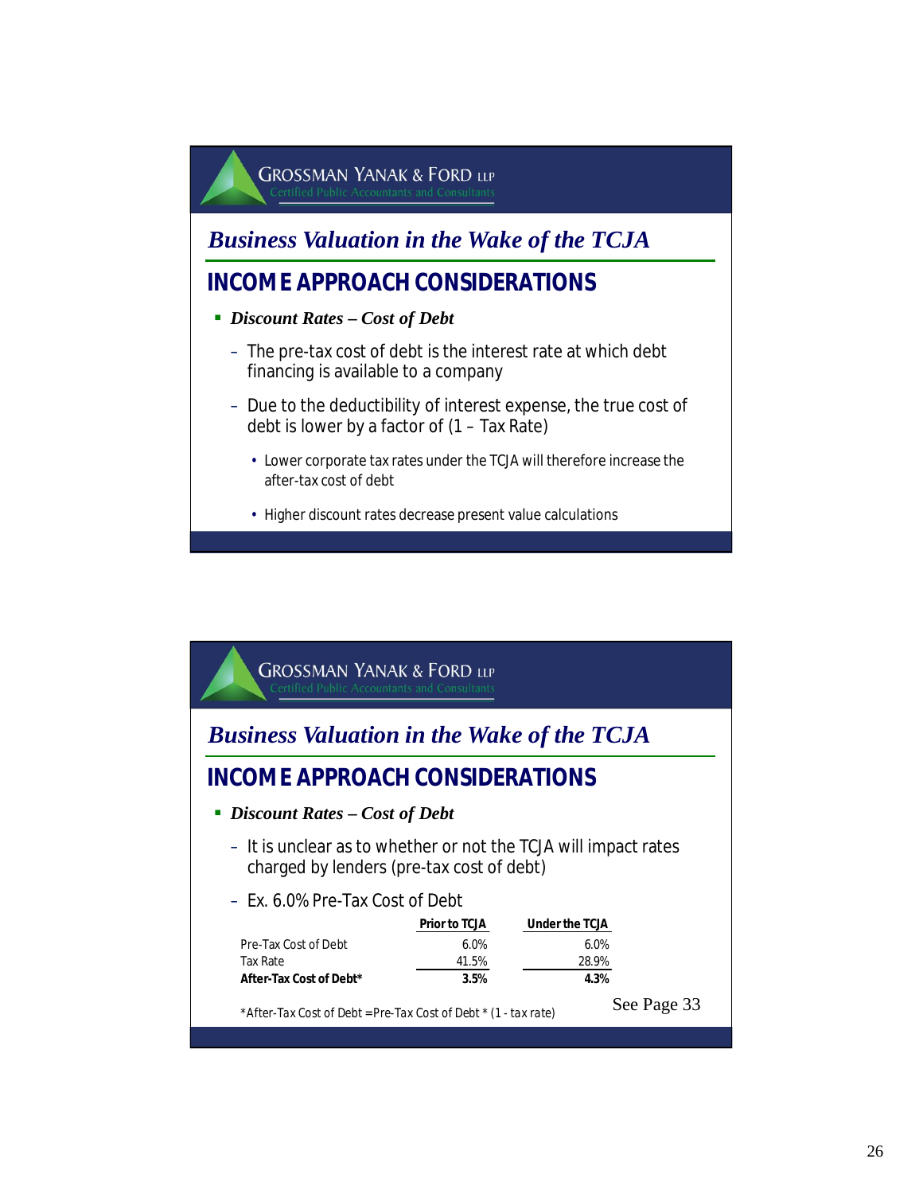GROSSMAN YANAK & FORD LLP
Certified Public Accountants and Consultants

## *Business Valuation in the Wake of the TCJA*

## INCOME APPROACH CONSIDERATIONS

- ***Discount Rates – Cost of Debt***
  - The pre-tax cost of debt is the interest rate at which debt financing is available to a company
  - Due to the deductibility of interest expense, the true cost of debt is lower by a factor of (1 – Tax Rate)
    - Lower corporate tax rates under the TCJA will therefore increase the after-tax cost of debt
    - Higher discount rates decrease present value calculations

GROSSMAN YANAK & FORD LLP
Certified Public Accountants and Consultants

## *Business Valuation in the Wake of the TCJA*

## INCOME APPROACH CONSIDERATIONS

- ***Discount Rates – Cost of Debt***
  - It is unclear as to whether or not the TCJA will impact rates charged by lenders (pre-tax cost of debt)
  - Ex. 6.0% Pre-Tax Cost of Debt

| | Prior to TCJA | Under the TCJA |
|---|---|---|
| Pre-Tax Cost of Debt | 6.0% | 6.0% |
| Tax Rate | 41.5% | 28.9% |
| **After-Tax Cost of Debt*** | **3.5%** | **4.3%** |

*After-Tax Cost of Debt = Pre-Tax Cost of Debt * (1 - tax rate)

See Page 33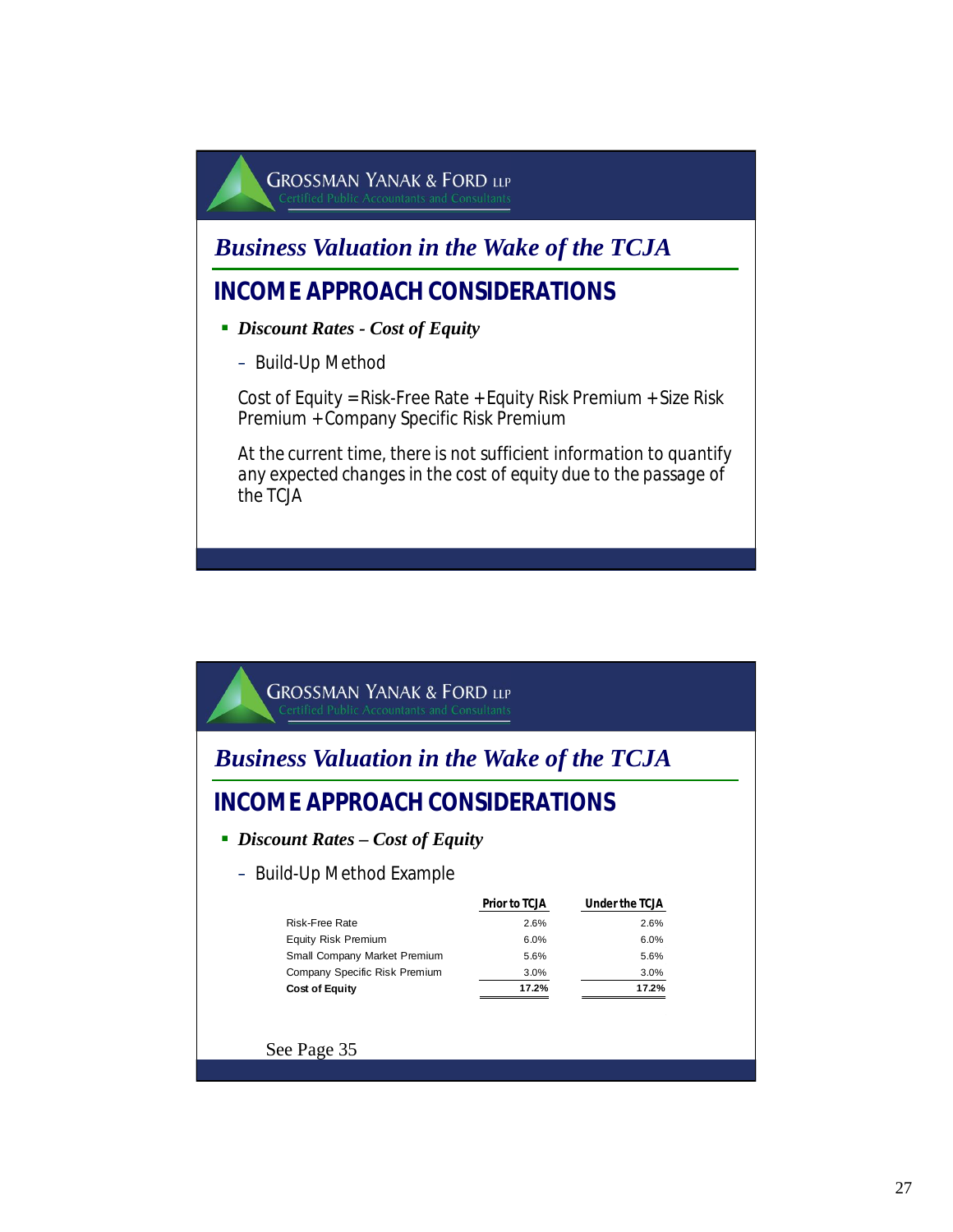## Business Valuation in the Wake of the TCJA

### INCOME APPROACH CONSIDERATIONS

- ***Discount Rates - Cost of Equity***
  - Build-Up Method

Cost of Equity = Risk-Free Rate + Equity Risk Premium + Size Risk Premium + Company Specific Risk Premium

At the current time, there is not sufficient information to quantify any expected changes in the cost of equity due to the passage of the TCJA

## Business Valuation in the Wake of the TCJA

### INCOME APPROACH CONSIDERATIONS

- ***Discount Rates – Cost of Equity***
  - Build-Up Method Example

| | Prior to TCJA | Under the TCJA |
|---|---|---|
| Risk-Free Rate | 2.6% | 2.6% |
| Equity Risk Premium | 6.0% | 6.0% |
| Small Company Market Premium | 5.6% | 5.6% |
| Company Specific Risk Premium | 3.0% | 3.0% |
| **Cost of Equity** | **17.2%** | **17.2%** |

See Page 35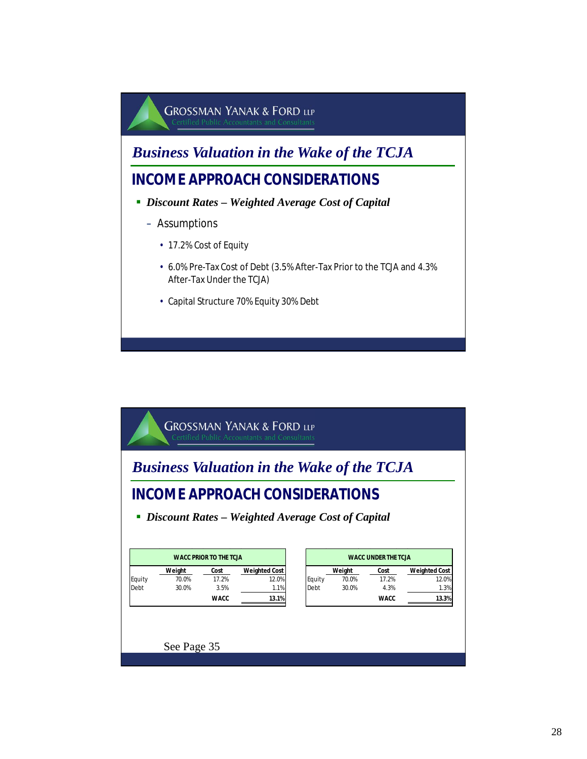## Business Valuation in the Wake of the TCJA

### INCOME APPROACH CONSIDERATIONS

- ***Discount Rates – Weighted Average Cost of Capital***
  - Assumptions
    - 17.2% Cost of Equity
    - 6.0% Pre-Tax Cost of Debt (3.5% After-Tax Prior to the TCJA and 4.3% After-Tax Under the TCJA)
    - Capital Structure 70% Equity 30% Debt

## Business Valuation in the Wake of the TCJA

### INCOME APPROACH CONSIDERATIONS

- ***Discount Rates – Weighted Average Cost of Capital***

**WACC PRIOR TO THE TCJA**

| | Weight | Cost | Weighted Cost |
|---|---|---|---|
| Equity | 70.0% | 17.2% | 12.0% |
| Debt | 30.0% | 3.5% | 1.1% |
| | | WACC | 13.1% |

**WACC UNDER THE TCJA**

| | Weight | Cost | Weighted Cost |
|---|---|---|---|
| Equity | 70.0% | 17.2% | 12.0% |
| Debt | 30.0% | 4.3% | 1.3% |
| | | WACC | 13.3% |

See Page 35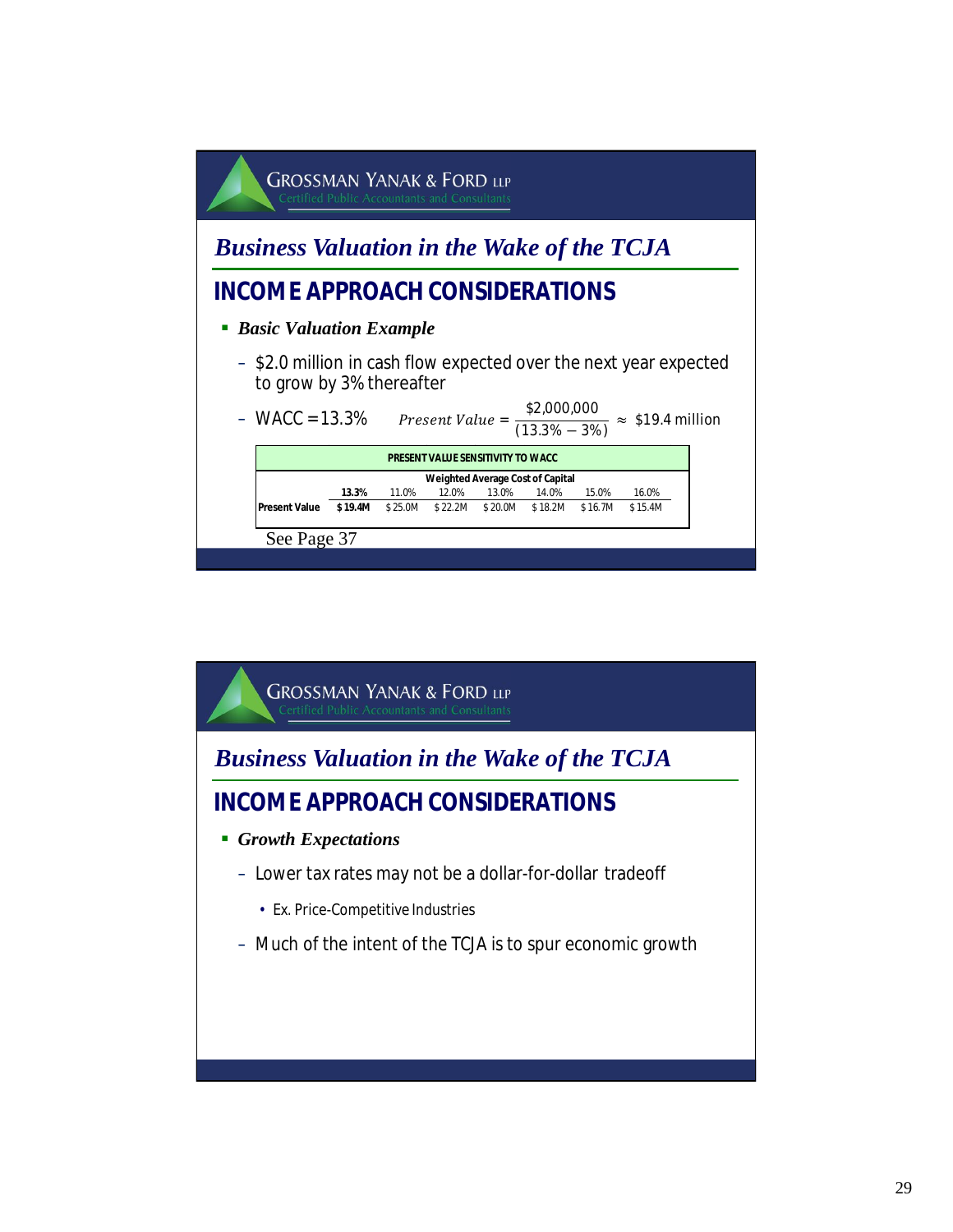GROSSMAN YANAK & FORD LLP
Certified Public Accountants and Consultants

## *Business Valuation in the Wake of the TCJA*

## INCOME APPROACH CONSIDERATIONS

- ***Basic Valuation Example***
  - $2.0 million in cash flow expected over the next year expected to grow by 3% thereafter
  - WACC = 13.3% $\quad Present\ Value = \dfrac{\$2{,}000{,}000}{(13.3\% - 3\%)} \approx$ $19.4 million

| PRESENT VALUE SENSITIVITY TO WACC | | | | | | | |
|---|---|---|---|---|---|---|---|
| | Weighted Average Cost of Capital | | | | | | |
| | **13.3%** | 11.0% | 12.0% | 13.0% | 14.0% | 15.0% | 16.0% |
| **Present Value** | **$ 19.4M** | $ 25.0M | $ 22.2M | $ 20.0M | $ 18.2M | $ 16.7M | $ 15.4M |

See Page 37

GROSSMAN YANAK & FORD LLP
Certified Public Accountants and Consultants

## *Business Valuation in the Wake of the TCJA*

## INCOME APPROACH CONSIDERATIONS

- ***Growth Expectations***
  - Lower tax rates may not be a dollar-for-dollar tradeoff
    - Ex. Price-Competitive Industries
  - Much of the intent of the TCJA is to spur economic growth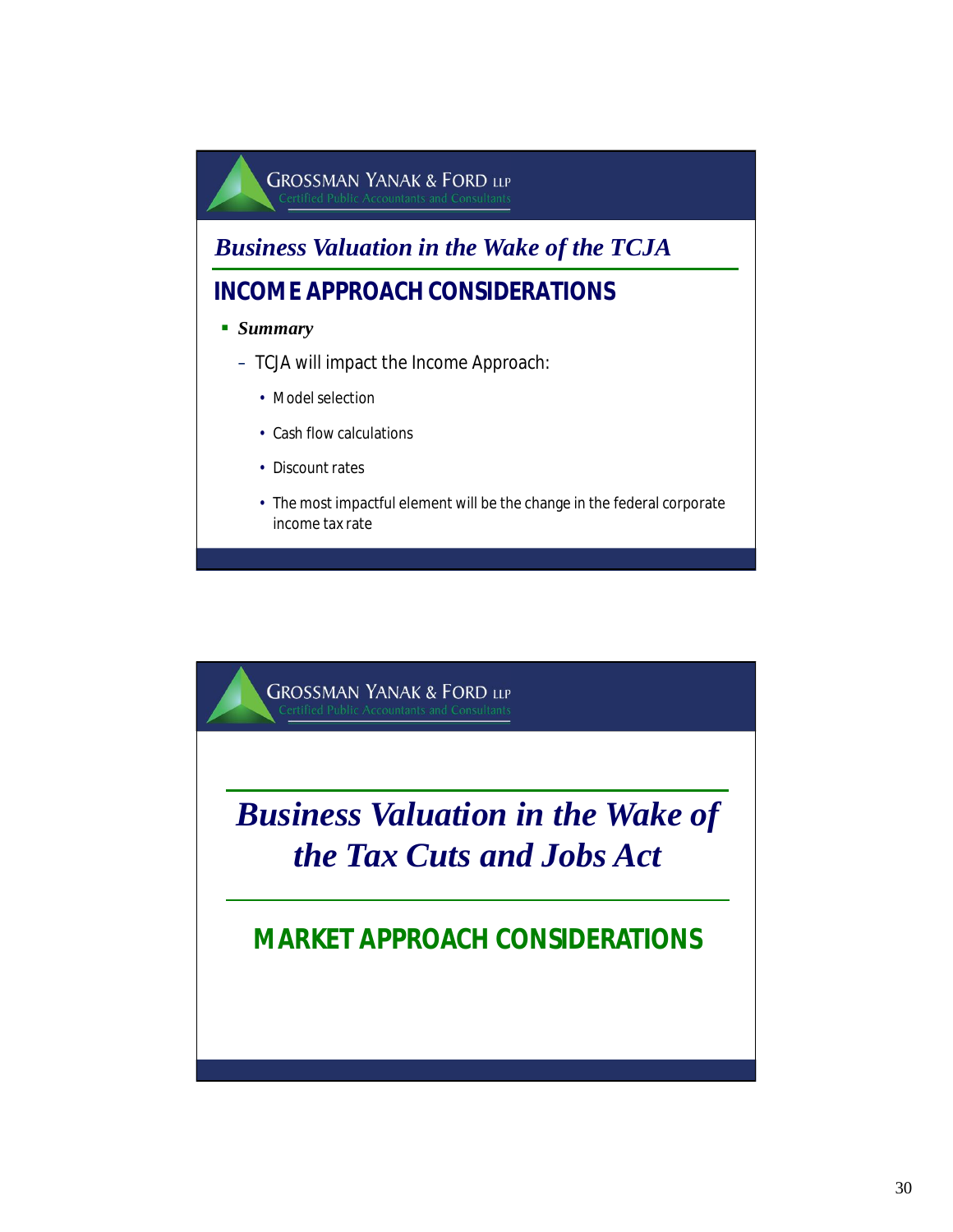## Business Valuation in the Wake of the TCJA

### INCOME APPROACH CONSIDERATIONS

- ***Summary***
  - TCJA will impact the Income Approach:
    - Model selection
    - Cash flow calculations
    - Discount rates
    - The most impactful element will be the change in the federal corporate income tax rate

## *Business Valuation in the Wake of the Tax Cuts and Jobs Act*

### MARKET APPROACH CONSIDERATIONS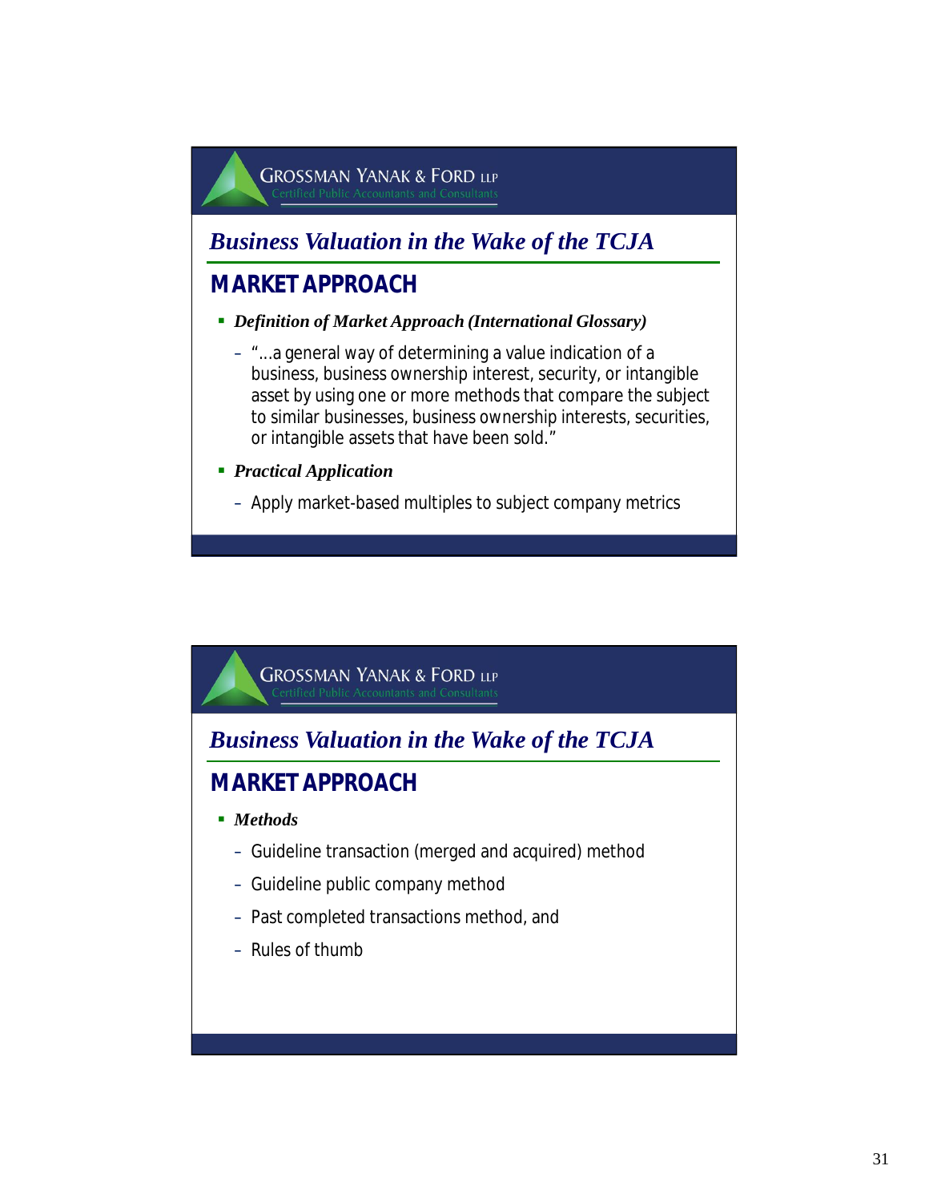GROSSMAN YANAK & FORD LLP
Certified Public Accountants and Consultants

## *Business Valuation in the Wake of the TCJA*

### MARKET APPROACH

- ***Definition of Market Approach (International Glossary)***
  - "…a general way of determining a value indication of a business, business ownership interest, security, or intangible asset by using one or more methods that compare the subject to similar businesses, business ownership interests, securities, or intangible assets that have been sold."
- ***Practical Application***
  - Apply market-based multiples to subject company metrics

GROSSMAN YANAK & FORD LLP
Certified Public Accountants and Consultants

## *Business Valuation in the Wake of the TCJA*

### MARKET APPROACH

- ***Methods***
  - Guideline transaction (merged and acquired) method
  - Guideline public company method
  - Past completed transactions method, and
  - Rules of thumb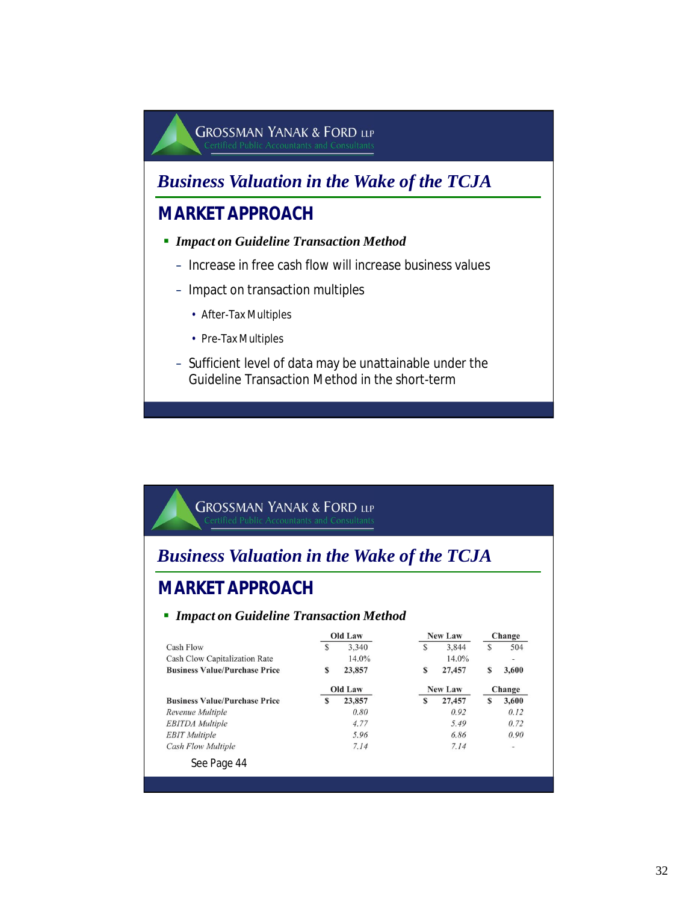GROSSMAN YANAK & FORD LLP
Certified Public Accountants and Consultants

## Business Valuation in the Wake of the TCJA

### MARKET APPROACH

- ***Impact on Guideline Transaction Method***
  - Increase in free cash flow will increase business values
  - Impact on transaction multiples
    - After-Tax Multiples
    - Pre-Tax Multiples
  - Sufficient level of data may be unattainable under the Guideline Transaction Method in the short-term

GROSSMAN YANAK & FORD LLP
Certified Public Accountants and Consultants

## Business Valuation in the Wake of the TCJA

### MARKET APPROACH

- ***Impact on Guideline Transaction Method***

| | Old Law | New Law | Change |
|---|---|---|---|
| Cash Flow | $ 3,340 | $ 3,844 | $ 504 |
| Cash Clow Capitalization Rate | 14.0% | 14.0% | - |
| **Business Value/Purchase Price** | **$ 23,857** | **$ 27,457** | **$ 3,600** |

| | Old Law | New Law | Change |
|---|---|---|---|
| **Business Value/Purchase Price** | **$ 23,857** | **$ 27,457** | **$ 3,600** |
| *Revenue Multiple* | *0.80* | *0.92* | *0.12* |
| *EBITDA Multiple* | *4.77* | *5.49* | *0.72* |
| *EBIT Multiple* | *5.96* | *6.86* | *0.90* |
| *Cash Flow Multiple* | *7.14* | *7.14* | - |

See Page 44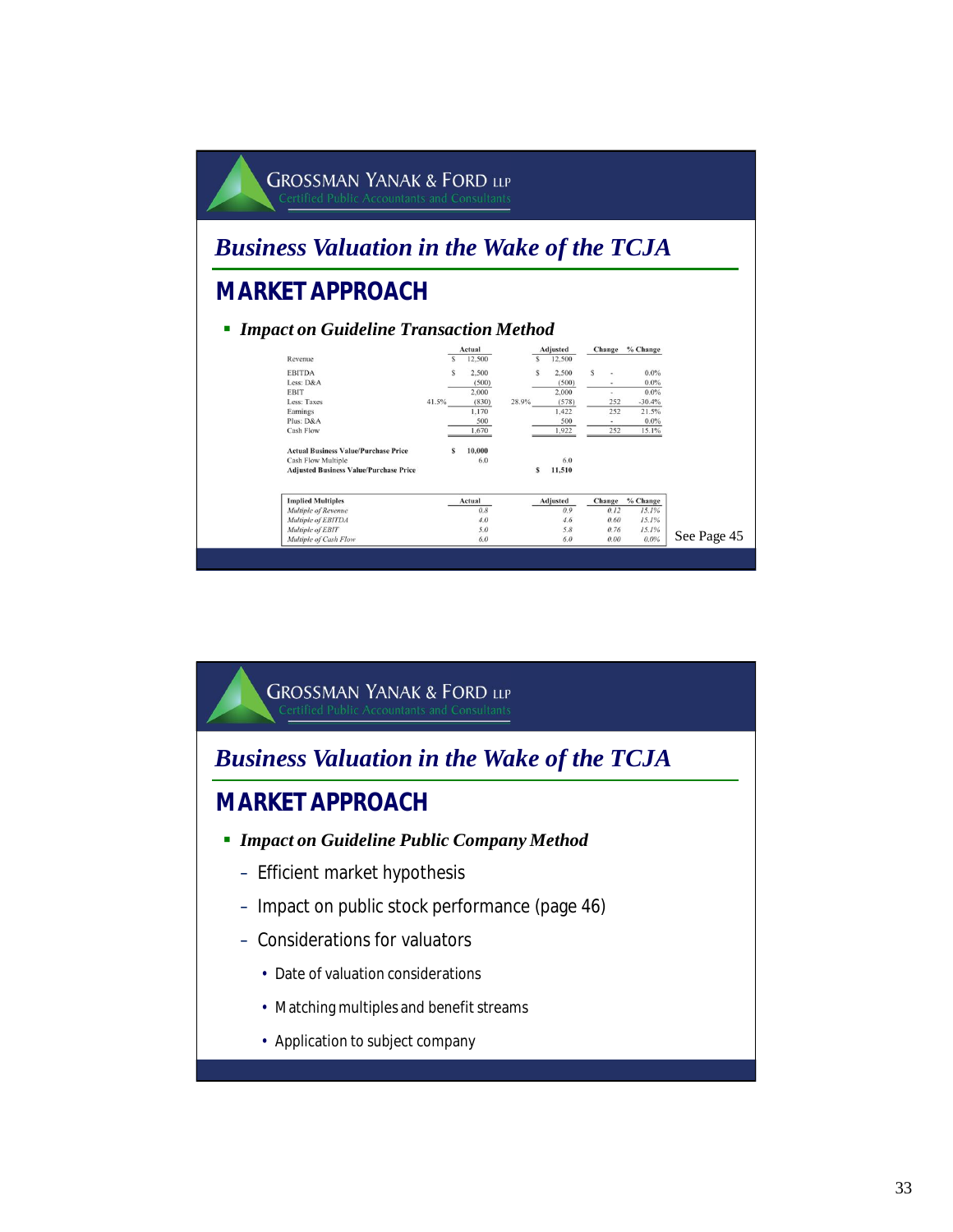GROSSMAN YANAK & FORD LLP
Certified Public Accountants and Consultants

## Business Valuation in the Wake of the TCJA

### MARKET APPROACH

- ***Impact on Guideline Transaction Method***

| | | Actual | | Adjusted | Change | % Change |
|---|---|---|---|---|---|---|
| Revenue | | $ 12,500 | | $ 12,500 | | |
| EBITDA | | $ 2,500 | | $ 2,500 | $ - | 0.0% |
| Less: D&A | | (500) | | (500) | - | 0.0% |
| EBIT | | 2,000 | | 2,000 | - | 0.0% |
| Less: Taxes | 41.5% | (830) | 28.9% | (578) | 252 | -30.4% |
| Earnings | | 1,170 | | 1,422 | 252 | 21.5% |
| Plus: D&A | | 500 | | 500 | - | 0.0% |
| Cash Flow | | 1,670 | | 1,922 | 252 | 15.1% |
| **Actual Business Value/Purchase Price** | | **$ 10,000** | | | | |
| Cash Flow Multiple | | 6.0 | | 6.0 | | |
| **Adjusted Business Value/Purchase Price** | | | | **$ 11,510** | | |

| **Implied Multiples** | Actual | Adjusted | Change | % Change |
|---|---|---|---|---|
| *Multiple of Revenue* | *0.8* | *0.9* | *0.12* | *15.1%* |
| *Multiple of EBITDA* | *4.0* | *4.6* | *0.60* | *15.1%* |
| *Multiple of EBIT* | *5.0* | *5.8* | *0.76* | *15.1%* |
| *Multiple of Cash Flow* | *6.0* | *6.0* | *0.00* | *0.0%* |

See Page 45

GROSSMAN YANAK & FORD LLP
Certified Public Accountants and Consultants

## Business Valuation in the Wake of the TCJA

### MARKET APPROACH

- ***Impact on Guideline Public Company Method***
  - Efficient market hypothesis
  - Impact on public stock performance (page 46)
  - Considerations for valuators
    - Date of valuation considerations
    - Matching multiples and benefit streams
    - Application to subject company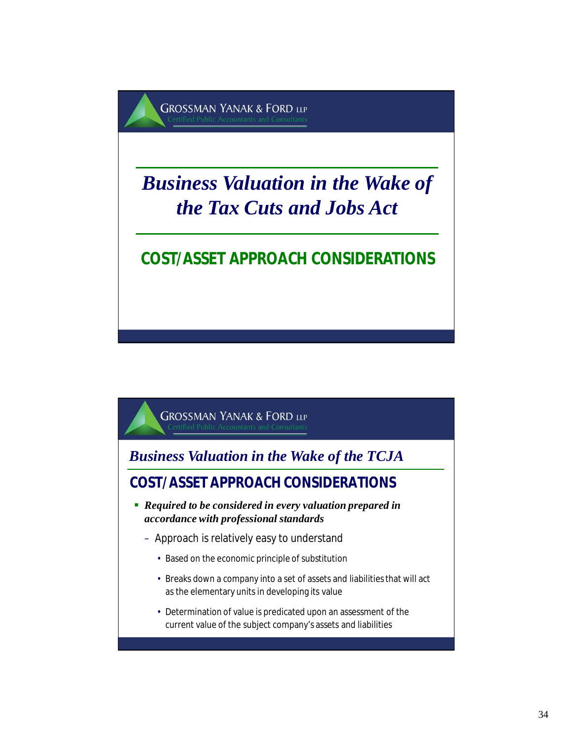# Business Valuation in the Wake of the Tax Cuts and Jobs Act

## COST/ASSET APPROACH CONSIDERATIONS

---

## *Business Valuation in the Wake of the TCJA*

## COST/ASSET APPROACH CONSIDERATIONS

- ***Required to be considered in every valuation prepared in accordance with professional standards***
  - Approach is relatively easy to understand
    - Based on the economic principle of substitution
    - Breaks down a company into a set of assets and liabilities that will act as the elementary units in developing its value
    - Determination of value is predicated upon an assessment of the current value of the subject company's assets and liabilities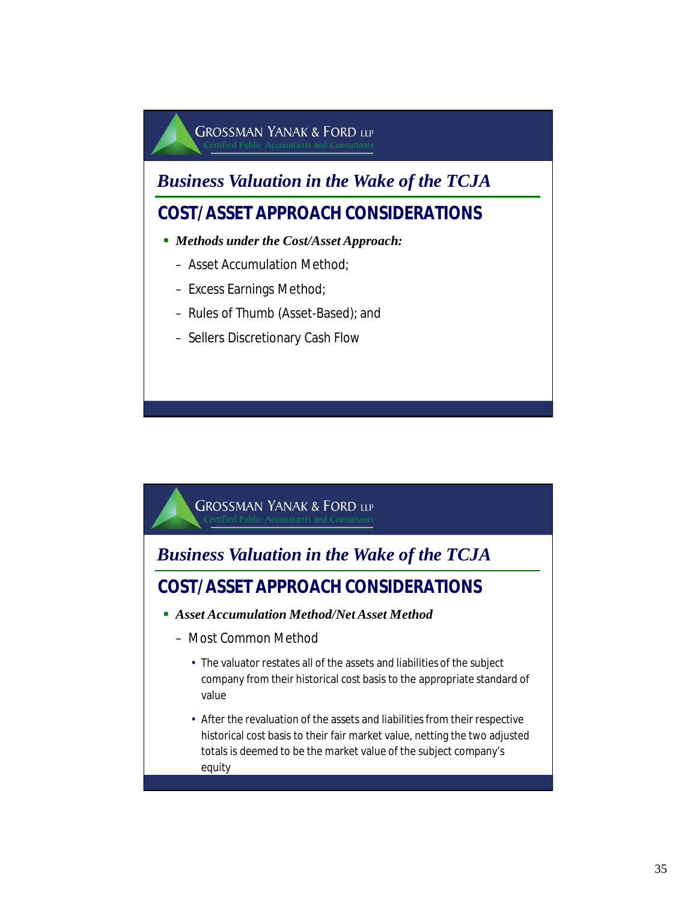## Business Valuation in the Wake of the TCJA

### COST/ASSET APPROACH CONSIDERATIONS

- ***Methods under the Cost/Asset Approach:***
  - Asset Accumulation Method;
  - Excess Earnings Method;
  - Rules of Thumb (Asset-Based); and
  - Sellers Discretionary Cash Flow

## Business Valuation in the Wake of the TCJA

### COST/ASSET APPROACH CONSIDERATIONS

- ***Asset Accumulation Method/Net Asset Method***
  - Most Common Method
    - The valuator restates all of the assets and liabilities of the subject company from their historical cost basis to the appropriate standard of value
    - After the revaluation of the assets and liabilities from their respective historical cost basis to their fair market value, netting the two adjusted totals is deemed to be the market value of the subject company's equity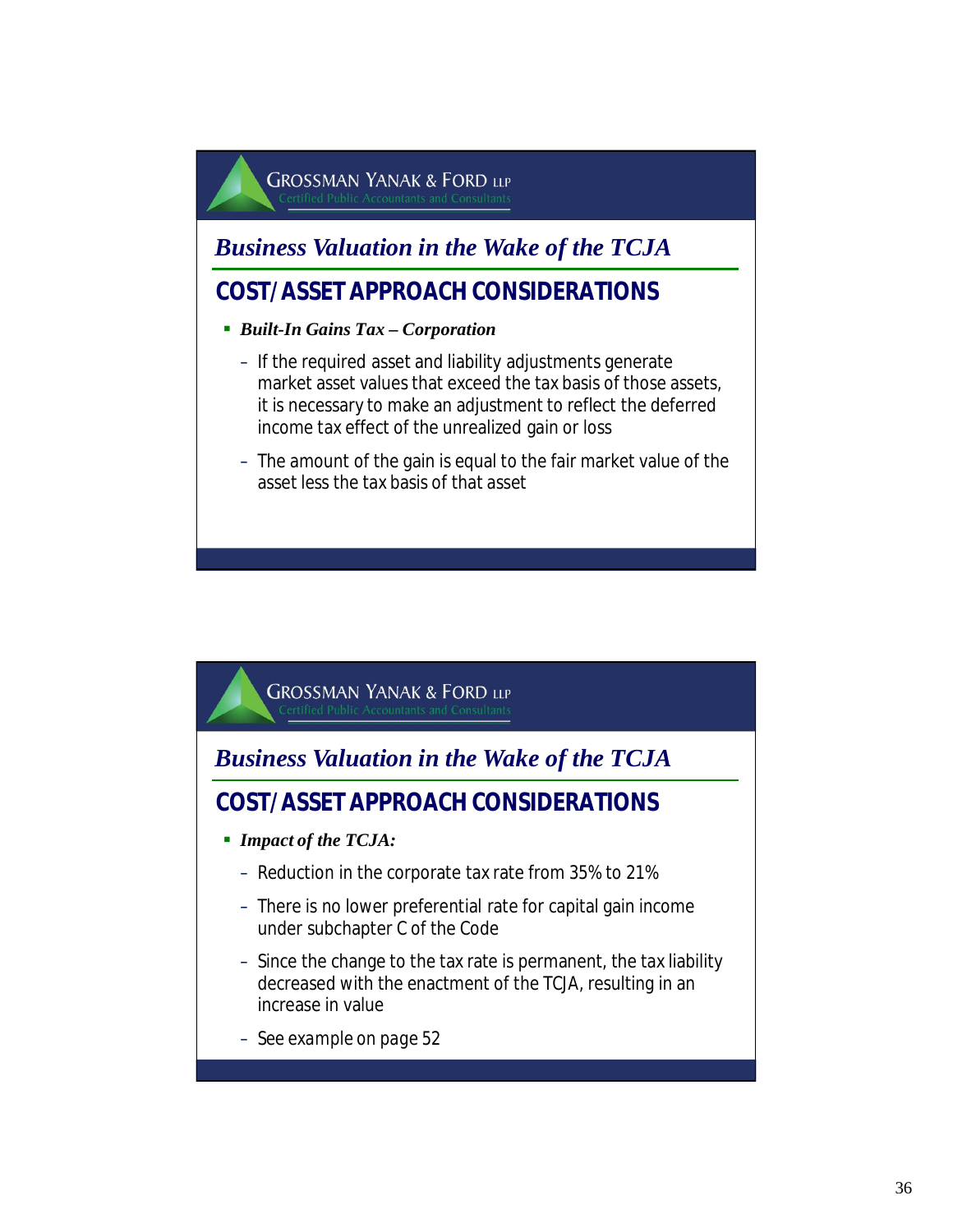## Business Valuation in the Wake of the TCJA

### COST/ASSET APPROACH CONSIDERATIONS

- ***Built-In Gains Tax – Corporation***
  - If the required asset and liability adjustments generate market asset values that exceed the tax basis of those assets, it is necessary to make an adjustment to reflect the deferred income tax effect of the unrealized gain or loss
  - The amount of the gain is equal to the fair market value of the asset less the tax basis of that asset

## Business Valuation in the Wake of the TCJA

### COST/ASSET APPROACH CONSIDERATIONS

- ***Impact of the TCJA:***
  - Reduction in the corporate tax rate from 35% to 21%
  - There is no lower preferential rate for capital gain income under subchapter C of the Code
  - Since the change to the tax rate is permanent, the tax liability decreased with the enactment of the TCJA, resulting in an increase in value
  - See example on page 52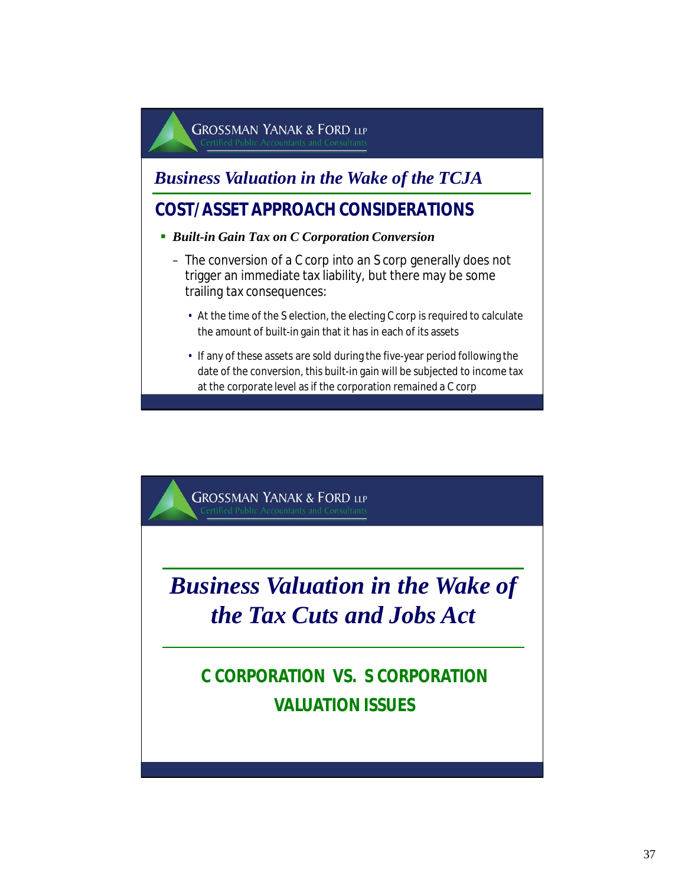## Business Valuation in the Wake of the TCJA

### COST/ASSET APPROACH CONSIDERATIONS

- ***Built-in Gain Tax on C Corporation Conversion***
  - The conversion of a C corp into an S corp generally does not trigger an immediate tax liability, but there may be some trailing tax consequences:
    - At the time of the S election, the electing C corp is required to calculate the amount of built-in gain that it has in each of its assets
    - If any of these assets are sold during the five-year period following the date of the conversion, this built-in gain will be subjected to income tax at the corporate level as if the corporation remained a C corp

## *Business Valuation in the Wake of the Tax Cuts and Jobs Act*

### C CORPORATION VS. S CORPORATION VALUATION ISSUES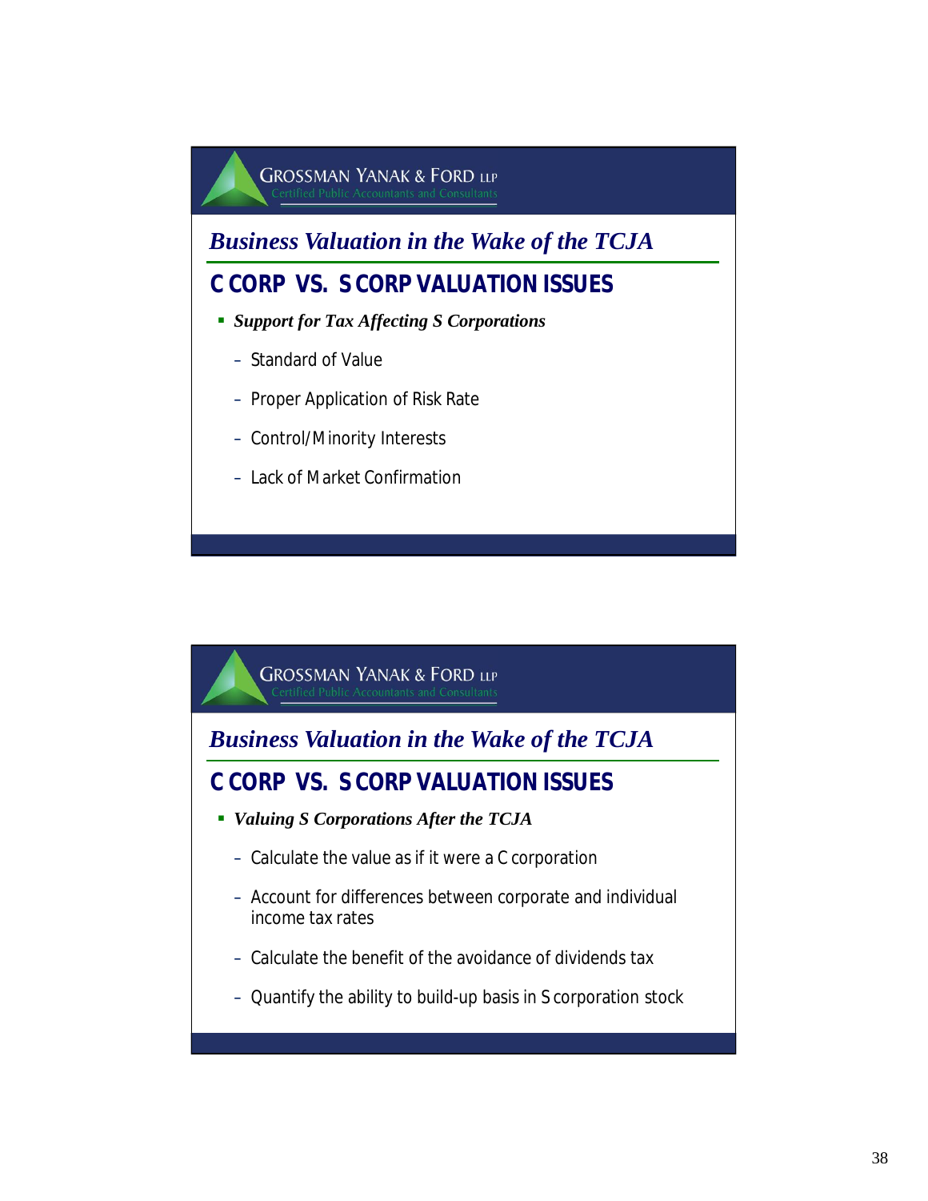## Business Valuation in the Wake of the TCJA

### C CORP VS. S CORP VALUATION ISSUES

- ***Support for Tax Affecting S Corporations***
  - Standard of Value
  - Proper Application of Risk Rate
  - Control/Minority Interests
  - Lack of Market Confirmation

## Business Valuation in the Wake of the TCJA

### C CORP VS. S CORP VALUATION ISSUES

- ***Valuing S Corporations After the TCJA***
  - Calculate the value as if it were a C corporation
  - Account for differences between corporate and individual income tax rates
  - Calculate the benefit of the avoidance of dividends tax
  - Quantify the ability to build-up basis in S corporation stock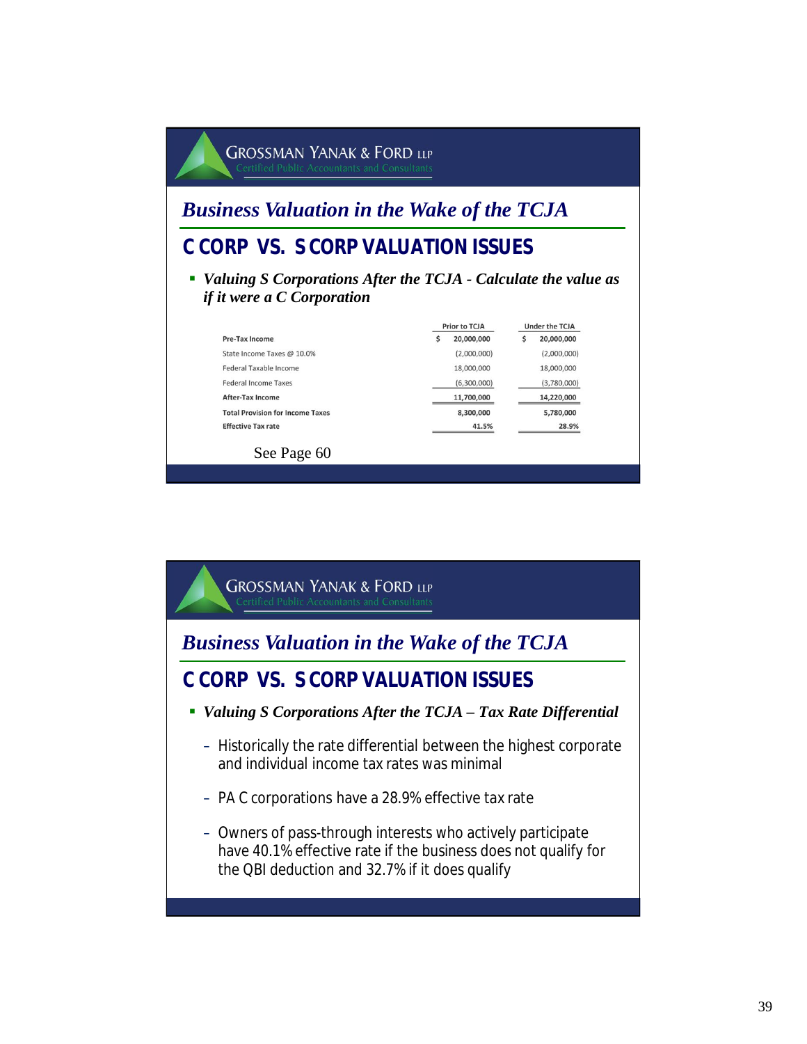GROSSMAN YANAK & FORD LLP
Certified Public Accountants and Consultants

## *Business Valuation in the Wake of the TCJA*

## C CORP VS. S CORP VALUATION ISSUES

- ***Valuing S Corporations After the TCJA - Calculate the value as if it were a C Corporation***

| | Prior to TCJA | Under the TCJA |
|---|---|---|
| **Pre-Tax Income** | $ 20,000,000 | $ 20,000,000 |
| State Income Taxes @ 10.0% | (2,000,000) | (2,000,000) |
| Federal Taxable Income | 18,000,000 | 18,000,000 |
| Federal Income Taxes | (6,300,000) | (3,780,000) |
| **After-Tax Income** | **11,700,000** | **14,220,000** |
| **Total Provision for Income Taxes** | **8,300,000** | **5,780,000** |
| **Effective Tax rate** | **41.5%** | **28.9%** |

See Page 60

GROSSMAN YANAK & FORD LLP
Certified Public Accountants and Consultants

## *Business Valuation in the Wake of the TCJA*

## C CORP VS. S CORP VALUATION ISSUES

- ***Valuing S Corporations After the TCJA – Tax Rate Differential***
  - Historically the rate differential between the highest corporate and individual income tax rates was minimal
  - PA C corporations have a 28.9% effective tax rate
  - Owners of pass-through interests who actively participate have 40.1% effective rate if the business does not qualify for the QBI deduction and 32.7% if it does qualify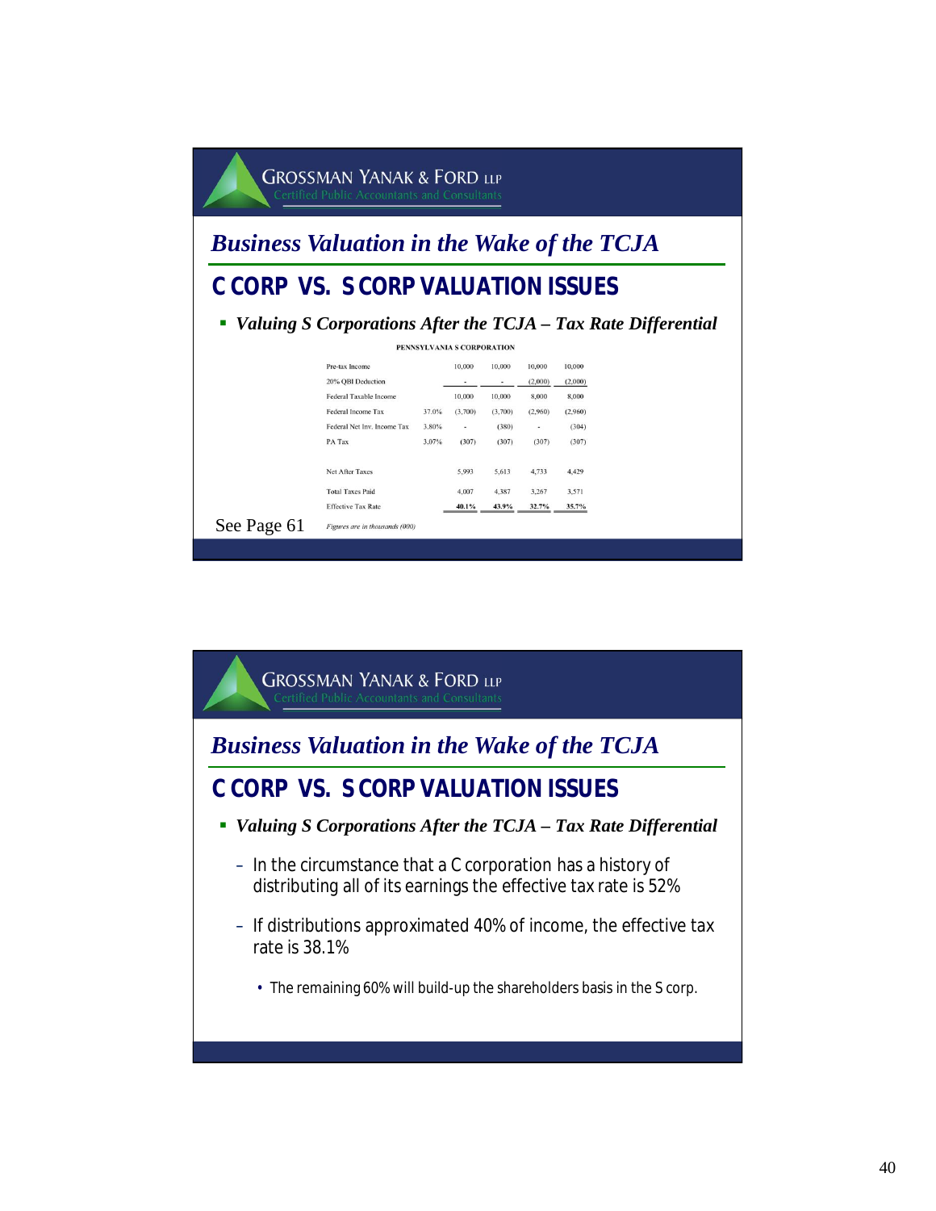## Business Valuation in the Wake of the TCJA

### C CORP VS. S CORP VALUATION ISSUES

- ***Valuing S Corporations After the TCJA – Tax Rate Differential***

**PENNSYLVANIA S CORPORATION**

| | | | | | |
|---|---|---|---|---|---|
| Pre-tax Income | | 10,000 | 10,000 | 10,000 | 10,000 |
| 20% QBI Deduction | | - | - | (2,000) | (2,000) |
| Federal Taxable Income | | 10,000 | 10,000 | 8,000 | 8,000 |
| Federal Income Tax | 37.0% | (3,700) | (3,700) | (2,960) | (2,960) |
| Federal Net Inv. Income Tax | 3.80% | - | (380) | - | (304) |
| PA Tax | 3.07% | (307) | (307) | (307) | (307) |
| Net After Taxes | | 5,993 | 5,613 | 4,733 | 4,429 |
| Total Taxes Paid | | 4,007 | 4,387 | 3,267 | 3,571 |
| Effective Tax Rate | | **40.1%** | **43.9%** | **32.7%** | **35.7%** |

*Figures are in thousands (000)*

See Page 61

## Business Valuation in the Wake of the TCJA

### C CORP VS. S CORP VALUATION ISSUES

- ***Valuing S Corporations After the TCJA – Tax Rate Differential***
  - In the circumstance that a C corporation has a history of distributing all of its earnings the effective tax rate is 52%
  - If distributions approximated 40% of income, the effective tax rate is 38.1%
    - The remaining 60% will build-up the shareholders basis in the S corp.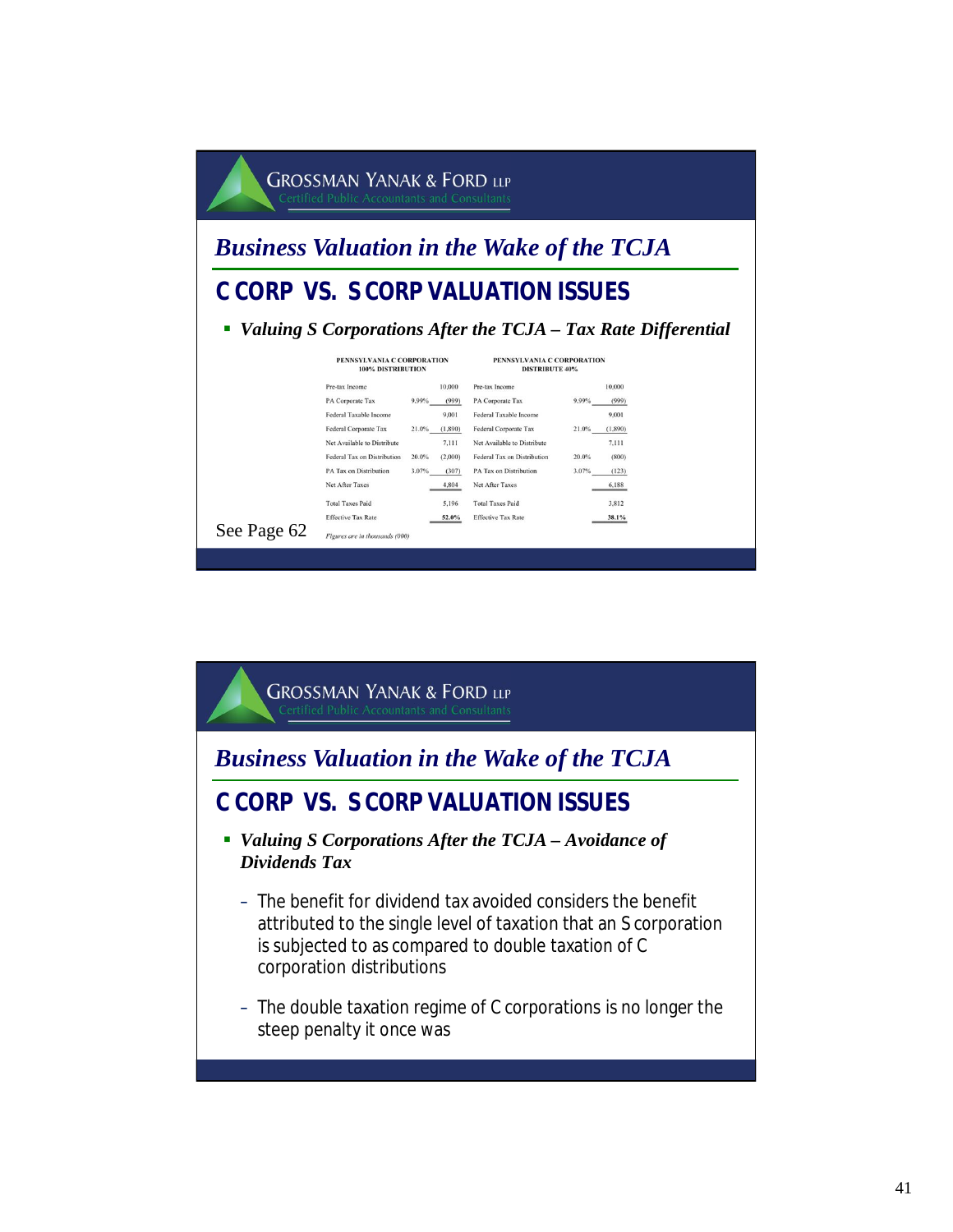## Business Valuation in the Wake of the TCJA

### C CORP VS. S CORP VALUATION ISSUES

- ***Valuing S Corporations After the TCJA – Tax Rate Differential***

| PENNSYLVANIA C CORPORATION 100% DISTRIBUTION | | | PENNSYLVANIA C CORPORATION DISTRIBUTE 40% | | |
|---|---|---|---|---|---|
| Pre-tax Income | | 10,000 | Pre-tax Income | | 10,000 |
| PA Corporate Tax | 9.99% | (999) | PA Corporate Tax | 9.99% | (999) |
| Federal Taxable Income | | 9,001 | Federal Taxable Income | | 9,001 |
| Federal Corporate Tax | 21.0% | (1,890) | Federal Corporate Tax | 21.0% | (1,890) |
| Net Available to Distribute | | 7,111 | Net Available to Distribute | | 7,111 |
| Federal Tax on Distribution | 20.0% | (2,000) | Federal Tax on Distribution | 20.0% | (800) |
| PA Tax on Distribution | 3.07% | (307) | PA Tax on Distribution | 3.07% | (123) |
| Net After Taxes | | 4,804 | Net After Taxes | | 6,188 |
| Total Taxes Paid | | 5,196 | Total Taxes Paid | | 3,812 |
| Effective Tax Rate | | 52.0% | Effective Tax Rate | | 38.1% |

*Figures are in thousands (000)*

See Page 62

## Business Valuation in the Wake of the TCJA

### C CORP VS. S CORP VALUATION ISSUES

- ***Valuing S Corporations After the TCJA – Avoidance of Dividends Tax***
  - The benefit for dividend tax avoided considers the benefit attributed to the single level of taxation that an S corporation is subjected to as compared to double taxation of C corporation distributions
  - The double taxation regime of C corporations is no longer the steep penalty it once was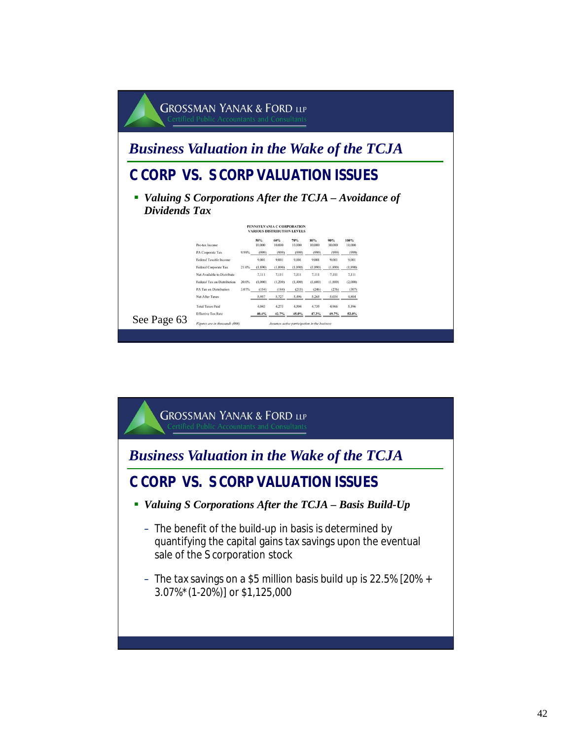## Business Valuation in the Wake of the TCJA

### C CORP VS. S CORP VALUATION ISSUES

- ***Valuing S Corporations After the TCJA – Avoidance of Dividends Tax***

**PENNSYLVANIA C CORPORATION**
**VARIOUS DISTRIBUTION LEVELS**

| | | 50% | 60% | 70% | 80% | 90% | 100% |
|---|---|---|---|---|---|---|---|
| Pre-tax Income | | 10,000 | 10,000 | 10,000 | 10,000 | 10,000 | 10,000 |
| PA Corporate Tax | 9.99% | (999) | (999) | (999) | (999) | (999) | (999) |
| Federal Taxable Income | | 9,001 | 9,001 | 9,001 | 9,001 | 9,001 | 9,001 |
| Federal Corporate Tax | 21.0% | (1,890) | (1,890) | (1,890) | (1,890) | (1,890) | (1,890) |
| Net Available to Distribute | | 7,111 | 7,111 | 7,111 | 7,111 | 7,111 | 7,111 |
| Federal Tax on Distribution | 20.0% | (1,000) | (1,200) | (1,400) | (1,600) | (1,800) | (2,000) |
| PA Tax on Distribution | 3.07% | (154) | (184) | (215) | (246) | (276) | (307) |
| Net After Taxes | | 5,957 | 5,727 | 5,496 | 5,265 | 5,034 | 4,804 |
| Total Taxes Paid | | 4,043 | 4,273 | 4,504 | 4,735 | 4,966 | 5,196 |
| Effective Tax Rate | | 40.4% | 42.7% | 45.0% | 47.3% | 49.7% | 52.0% |

*Figures are in thousands (000)* *Assumes active participation in the business*

See Page 63

## Business Valuation in the Wake of the TCJA

### C CORP VS. S CORP VALUATION ISSUES

- ***Valuing S Corporations After the TCJA – Basis Build-Up***
  - The benefit of the build-up in basis is determined by quantifying the capital gains tax savings upon the eventual sale of the S corporation stock
  - The tax savings on a $5 million basis build up is 22.5% [20% + 3.07%* (1-20%)] or $1,125,000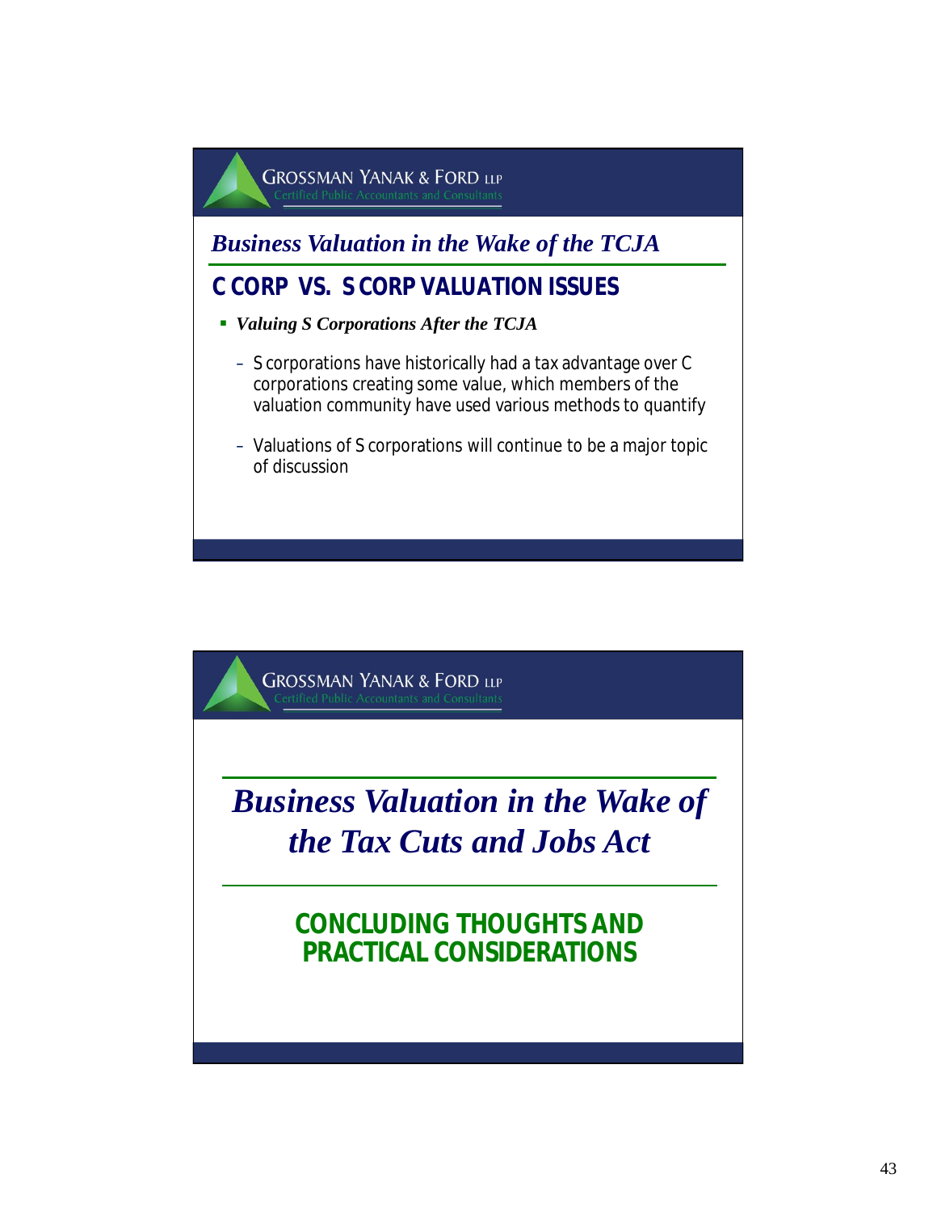## Business Valuation in the Wake of the TCJA

### C CORP VS. S CORP VALUATION ISSUES

- ***Valuing S Corporations After the TCJA***
  - S corporations have historically had a tax advantage over C corporations creating some value, which members of the valuation community have used various methods to quantify
  - Valuations of S corporations will continue to be a major topic of discussion

## *Business Valuation in the Wake of the Tax Cuts and Jobs Act*

### CONCLUDING THOUGHTS AND PRACTICAL CONSIDERATIONS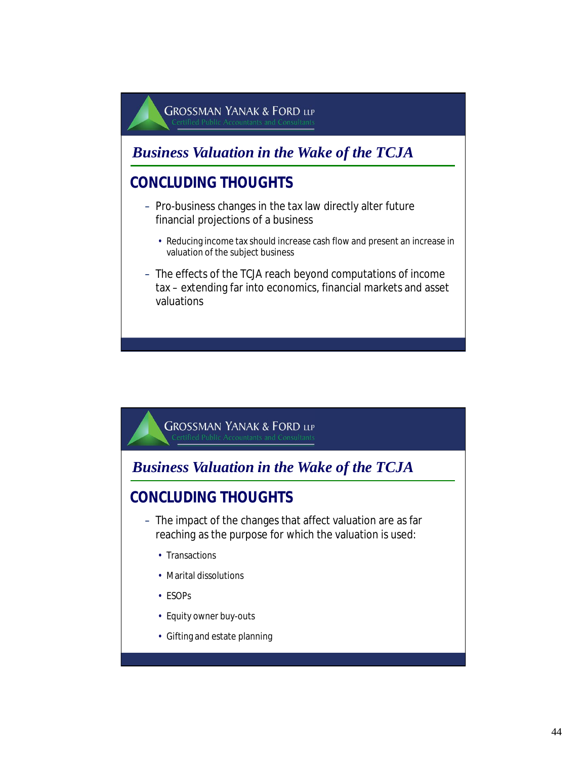GROSSMAN YANAK & FORD LLP
Certified Public Accountants and Consultants

## *Business Valuation in the Wake of the TCJA*

### CONCLUDING THOUGHTS

- Pro-business changes in the tax law directly alter future financial projections of a business
  - Reducing income tax should increase cash flow and present an increase in valuation of the subject business
- The effects of the TCJA reach beyond computations of income tax – extending far into economics, financial markets and asset valuations

GROSSMAN YANAK & FORD LLP
Certified Public Accountants and Consultants

## *Business Valuation in the Wake of the TCJA*

### CONCLUDING THOUGHTS

- The impact of the changes that affect valuation are as far reaching as the purpose for which the valuation is used:
  - Transactions
  - Marital dissolutions
  - ESOPs
  - Equity owner buy-outs
  - Gifting and estate planning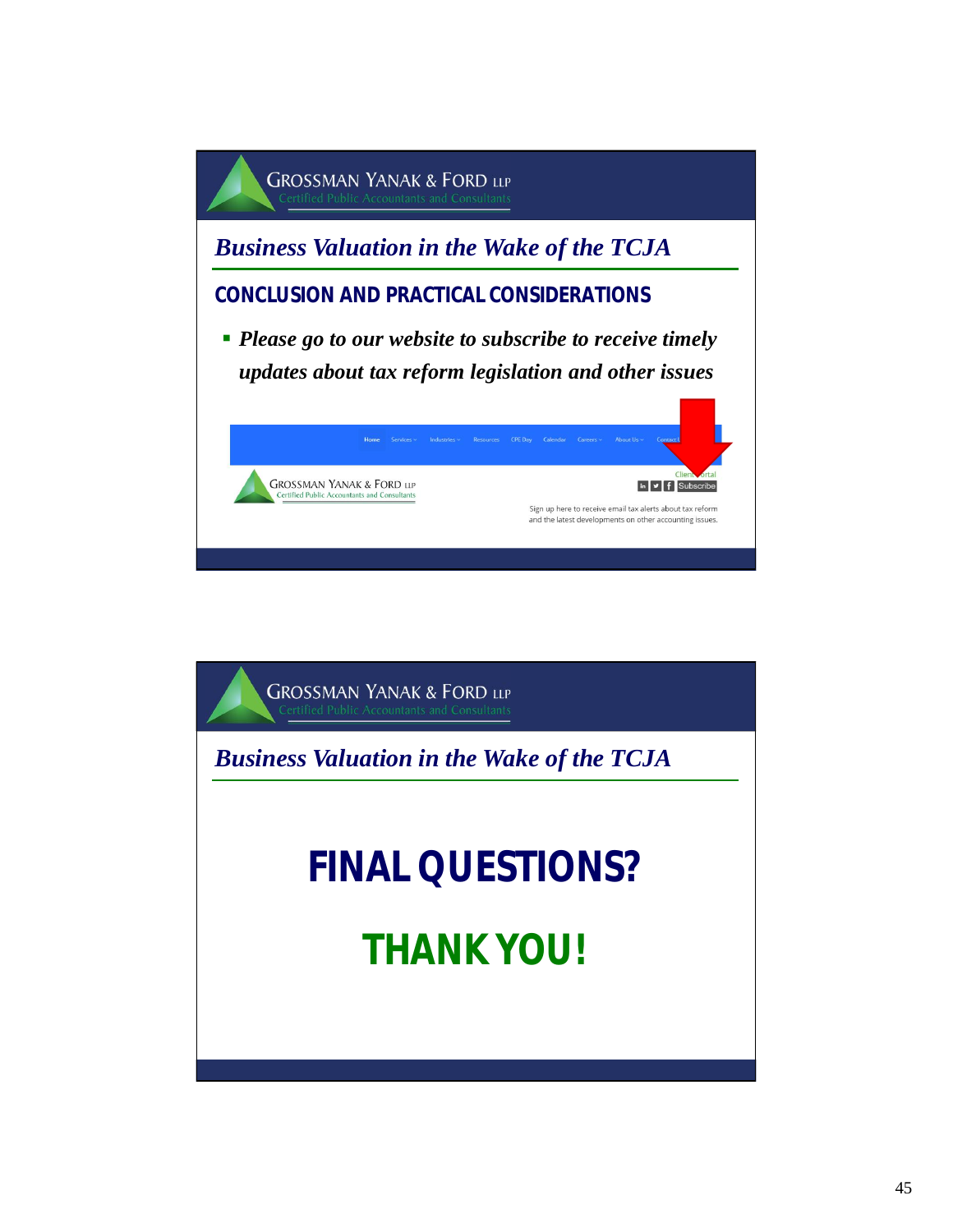GROSSMAN YANAK & FORD LLP
Certified Public Accountants and Consultants

## *Business Valuation in the Wake of the TCJA*

### CONCLUSION AND PRACTICAL CONSIDERATIONS

- ***Please go to our website to subscribe to receive timely updates about tax reform legislation and other issues***

Home Services Industries Resources CPE Day Calendar Careers About Us Contact Us

GROSSMAN YANAK & FORD LLP
Certified Public Accountants and Consultants

Client Portal
Subscribe

Sign up here to receive email tax alerts about tax reform and the latest developments on other accounting issues.

GROSSMAN YANAK & FORD LLP
Certified Public Accountants and Consultants

## *Business Valuation in the Wake of the TCJA*

# FINAL QUESTIONS?

# THANK YOU!